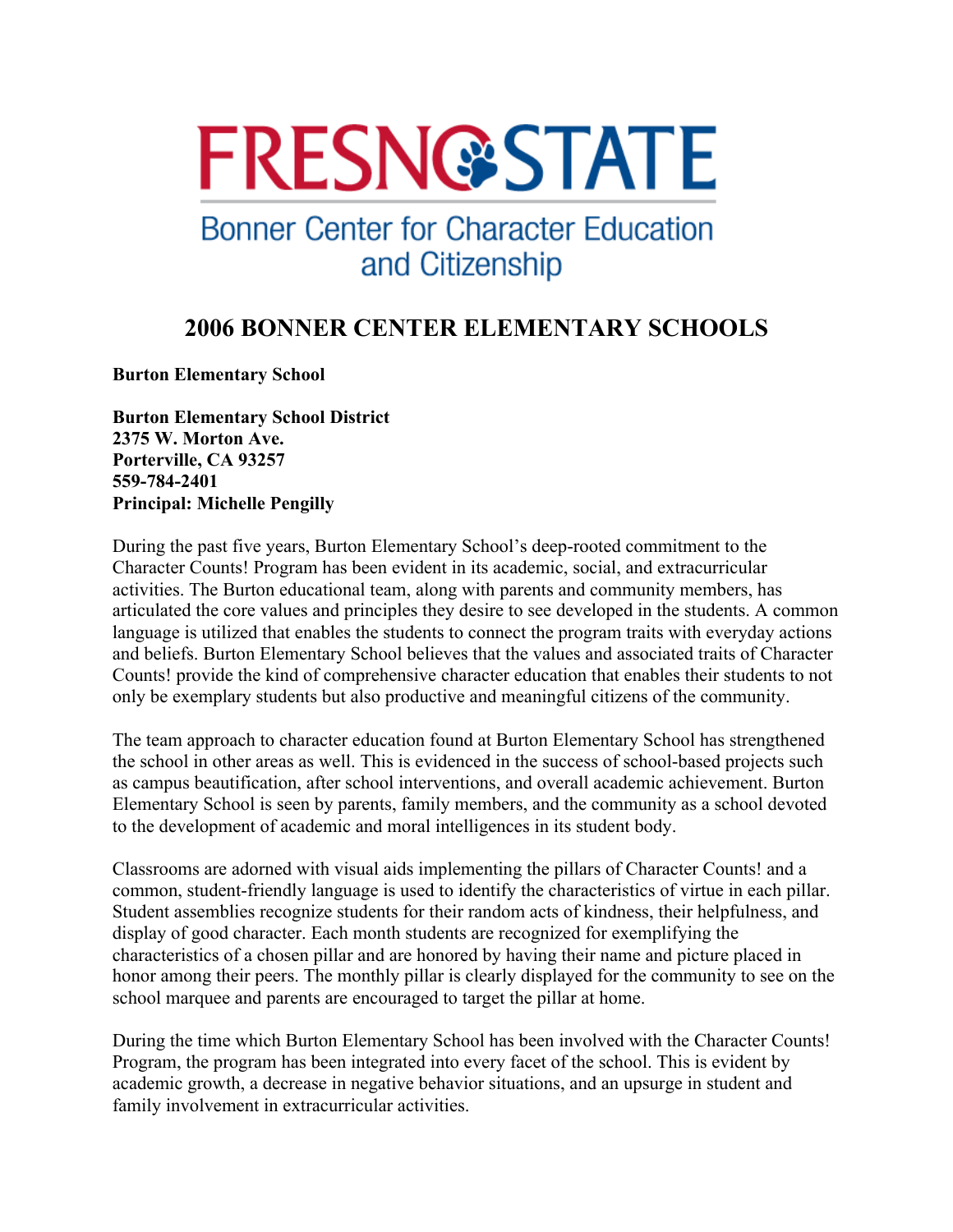# FRESNO STATE

Bonner Center for Character Education and Citizenship

## 2006 BONNER CENTER ELEMENTARY SCHOOLS

**Burton Elementary School**

**Burton Elementary School District**
**2375 W. Morton Ave.**
**Porterville, CA 93257**
**559-784-2401**
**Principal: Michelle Pengilly**

During the past five years, Burton Elementary School's deep-rooted commitment to the Character Counts! Program has been evident in its academic, social, and extracurricular activities. The Burton educational team, along with parents and community members, has articulated the core values and principles they desire to see developed in the students. A common language is utilized that enables the students to connect the program traits with everyday actions and beliefs. Burton Elementary School believes that the values and associated traits of Character Counts! provide the kind of comprehensive character education that enables their students to not only be exemplary students but also productive and meaningful citizens of the community.

The team approach to character education found at Burton Elementary School has strengthened the school in other areas as well. This is evidenced in the success of school-based projects such as campus beautification, after school interventions, and overall academic achievement. Burton Elementary School is seen by parents, family members, and the community as a school devoted to the development of academic and moral intelligences in its student body.

Classrooms are adorned with visual aids implementing the pillars of Character Counts! and a common, student-friendly language is used to identify the characteristics of virtue in each pillar. Student assemblies recognize students for their random acts of kindness, their helpfulness, and display of good character. Each month students are recognized for exemplifying the characteristics of a chosen pillar and are honored by having their name and picture placed in honor among their peers. The monthly pillar is clearly displayed for the community to see on the school marquee and parents are encouraged to target the pillar at home.

During the time which Burton Elementary School has been involved with the Character Counts! Program, the program has been integrated into every facet of the school. This is evident by academic growth, a decrease in negative behavior situations, and an upsurge in student and family involvement in extracurricular activities.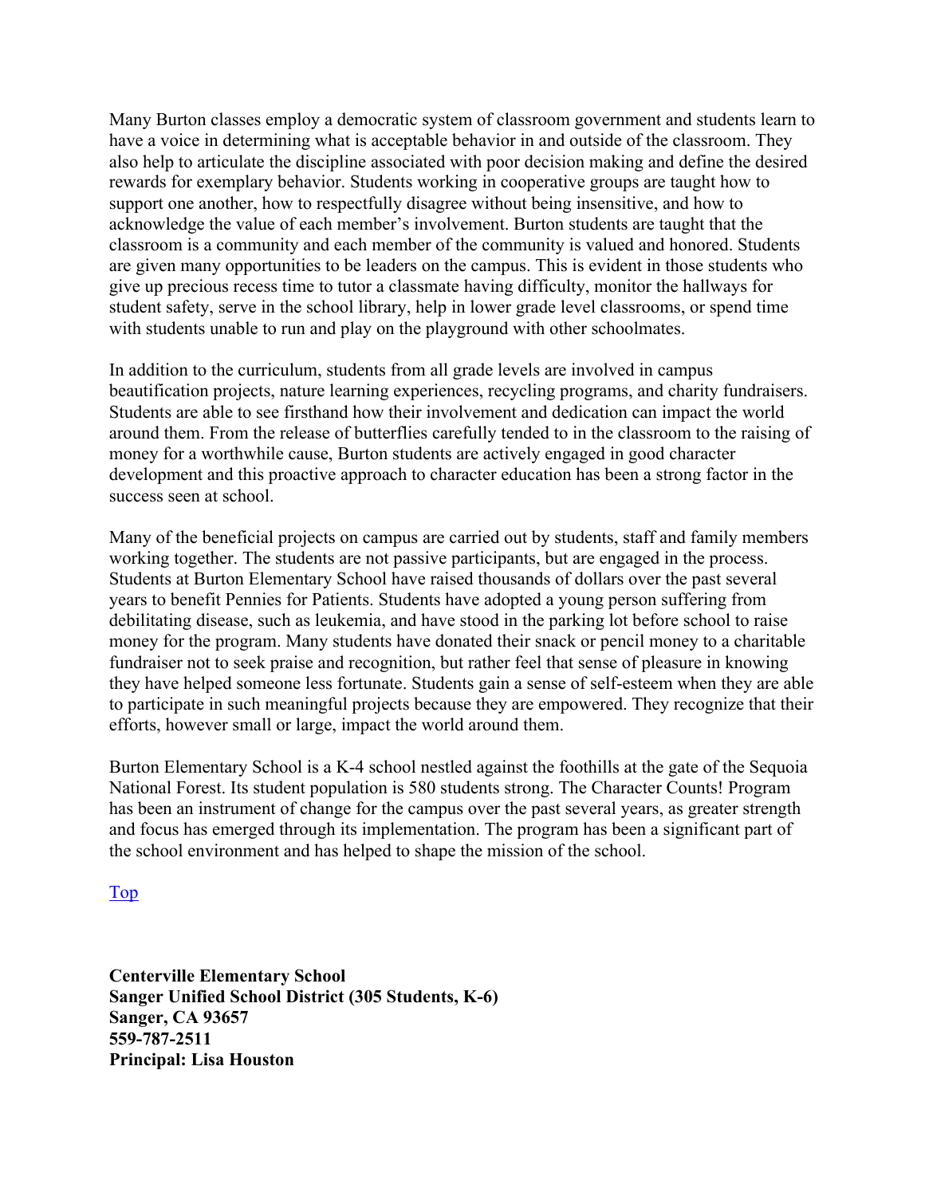Many Burton classes employ a democratic system of classroom government and students learn to have a voice in determining what is acceptable behavior in and outside of the classroom. They also help to articulate the discipline associated with poor decision making and define the desired rewards for exemplary behavior. Students working in cooperative groups are taught how to support one another, how to respectfully disagree without being insensitive, and how to acknowledge the value of each member's involvement. Burton students are taught that the classroom is a community and each member of the community is valued and honored. Students are given many opportunities to be leaders on the campus. This is evident in those students who give up precious recess time to tutor a classmate having difficulty, monitor the hallways for student safety, serve in the school library, help in lower grade level classrooms, or spend time with students unable to run and play on the playground with other schoolmates.

In addition to the curriculum, students from all grade levels are involved in campus beautification projects, nature learning experiences, recycling programs, and charity fundraisers. Students are able to see firsthand how their involvement and dedication can impact the world around them. From the release of butterflies carefully tended to in the classroom to the raising of money for a worthwhile cause, Burton students are actively engaged in good character development and this proactive approach to character education has been a strong factor in the success seen at school.

Many of the beneficial projects on campus are carried out by students, staff and family members working together. The students are not passive participants, but are engaged in the process. Students at Burton Elementary School have raised thousands of dollars over the past several years to benefit Pennies for Patients. Students have adopted a young person suffering from debilitating disease, such as leukemia, and have stood in the parking lot before school to raise money for the program. Many students have donated their snack or pencil money to a charitable fundraiser not to seek praise and recognition, but rather feel that sense of pleasure in knowing they have helped someone less fortunate. Students gain a sense of self-esteem when they are able to participate in such meaningful projects because they are empowered. They recognize that their efforts, however small or large, impact the world around them.

Burton Elementary School is a K-4 school nestled against the foothills at the gate of the Sequoia National Forest. Its student population is 580 students strong. The Character Counts! Program has been an instrument of change for the campus over the past several years, as greater strength and focus has emerged through its implementation. The program has been a significant part of the school environment and has helped to shape the mission of the school.

Top

**Centerville Elementary School**
**Sanger Unified School District (305 Students, K-6)**
**Sanger, CA 93657**
**559-787-2511**
**Principal: Lisa Houston**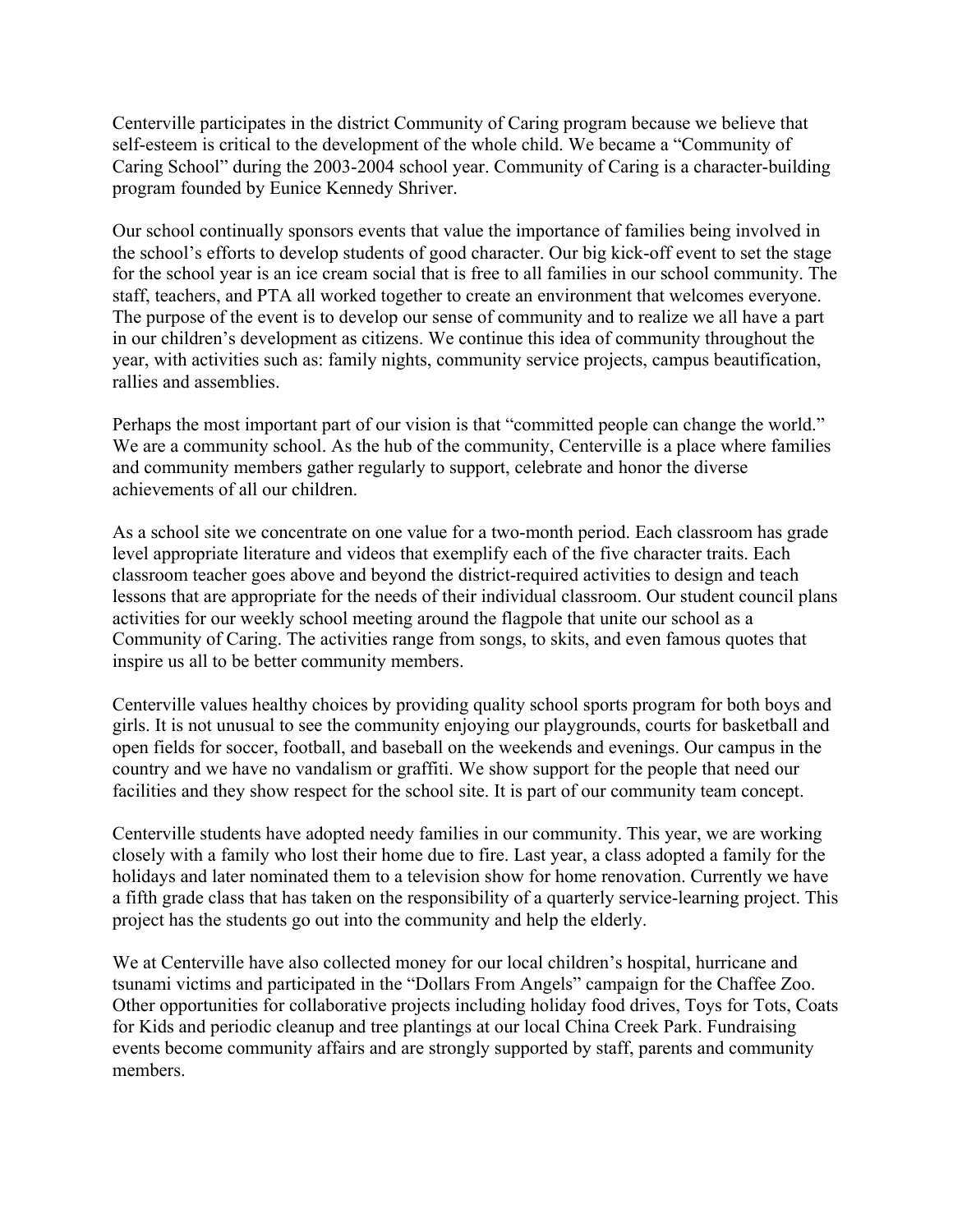Centerville participates in the district Community of Caring program because we believe that self-esteem is critical to the development of the whole child. We became a "Community of Caring School" during the 2003-2004 school year. Community of Caring is a character-building program founded by Eunice Kennedy Shriver.

Our school continually sponsors events that value the importance of families being involved in the school's efforts to develop students of good character. Our big kick-off event to set the stage for the school year is an ice cream social that is free to all families in our school community. The staff, teachers, and PTA all worked together to create an environment that welcomes everyone. The purpose of the event is to develop our sense of community and to realize we all have a part in our children's development as citizens. We continue this idea of community throughout the year, with activities such as: family nights, community service projects, campus beautification, rallies and assemblies.

Perhaps the most important part of our vision is that "committed people can change the world." We are a community school. As the hub of the community, Centerville is a place where families and community members gather regularly to support, celebrate and honor the diverse achievements of all our children.

As a school site we concentrate on one value for a two-month period. Each classroom has grade level appropriate literature and videos that exemplify each of the five character traits. Each classroom teacher goes above and beyond the district-required activities to design and teach lessons that are appropriate for the needs of their individual classroom. Our student council plans activities for our weekly school meeting around the flagpole that unite our school as a Community of Caring. The activities range from songs, to skits, and even famous quotes that inspire us all to be better community members.

Centerville values healthy choices by providing quality school sports program for both boys and girls. It is not unusual to see the community enjoying our playgrounds, courts for basketball and open fields for soccer, football, and baseball on the weekends and evenings. Our campus in the country and we have no vandalism or graffiti. We show support for the people that need our facilities and they show respect for the school site. It is part of our community team concept.

Centerville students have adopted needy families in our community. This year, we are working closely with a family who lost their home due to fire. Last year, a class adopted a family for the holidays and later nominated them to a television show for home renovation. Currently we have a fifth grade class that has taken on the responsibility of a quarterly service-learning project. This project has the students go out into the community and help the elderly.

We at Centerville have also collected money for our local children's hospital, hurricane and tsunami victims and participated in the "Dollars From Angels" campaign for the Chaffee Zoo. Other opportunities for collaborative projects including holiday food drives, Toys for Tots, Coats for Kids and periodic cleanup and tree plantings at our local China Creek Park. Fundraising events become community affairs and are strongly supported by staff, parents and community members.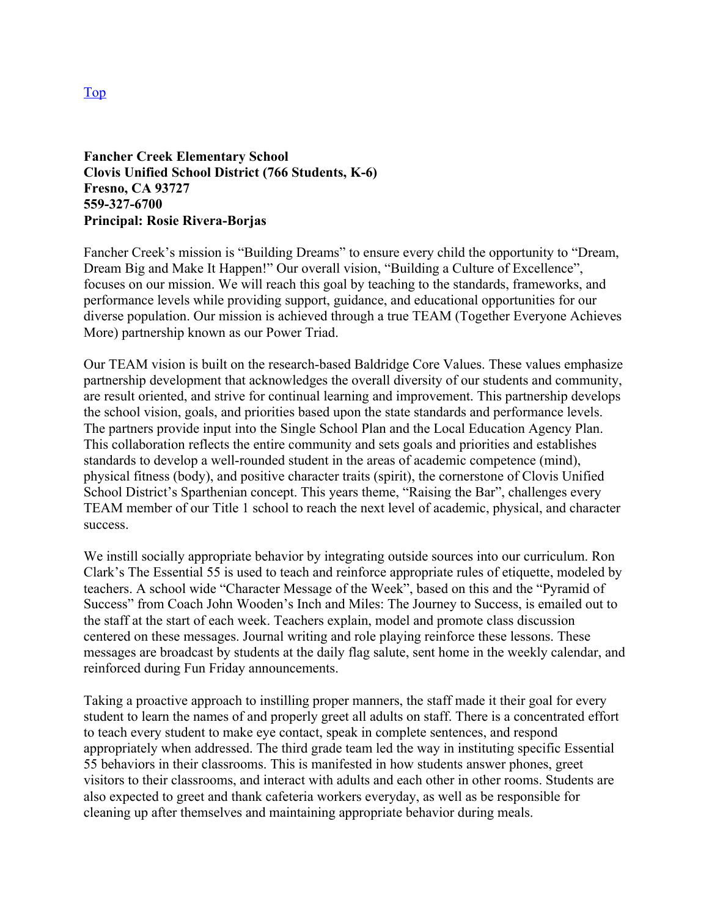[Top]

**Fancher Creek Elementary School**
**Clovis Unified School District (766 Students, K-6)**
**Fresno, CA 93727**
**559-327-6700**
**Principal: Rosie Rivera-Borjas**

Fancher Creek's mission is "Building Dreams" to ensure every child the opportunity to "Dream, Dream Big and Make It Happen!" Our overall vision, "Building a Culture of Excellence", focuses on our mission. We will reach this goal by teaching to the standards, frameworks, and performance levels while providing support, guidance, and educational opportunities for our diverse population. Our mission is achieved through a true TEAM (Together Everyone Achieves More) partnership known as our Power Triad.

Our TEAM vision is built on the research-based Baldridge Core Values. These values emphasize partnership development that acknowledges the overall diversity of our students and community, are result oriented, and strive for continual learning and improvement. This partnership develops the school vision, goals, and priorities based upon the state standards and performance levels. The partners provide input into the Single School Plan and the Local Education Agency Plan. This collaboration reflects the entire community and sets goals and priorities and establishes standards to develop a well-rounded student in the areas of academic competence (mind), physical fitness (body), and positive character traits (spirit), the cornerstone of Clovis Unified School District's Sparthenian concept. This years theme, "Raising the Bar", challenges every TEAM member of our Title 1 school to reach the next level of academic, physical, and character success.

We instill socially appropriate behavior by integrating outside sources into our curriculum. Ron Clark's The Essential 55 is used to teach and reinforce appropriate rules of etiquette, modeled by teachers. A school wide "Character Message of the Week", based on this and the "Pyramid of Success" from Coach John Wooden's Inch and Miles: The Journey to Success, is emailed out to the staff at the start of each week. Teachers explain, model and promote class discussion centered on these messages. Journal writing and role playing reinforce these lessons. These messages are broadcast by students at the daily flag salute, sent home in the weekly calendar, and reinforced during Fun Friday announcements.

Taking a proactive approach to instilling proper manners, the staff made it their goal for every student to learn the names of and properly greet all adults on staff. There is a concentrated effort to teach every student to make eye contact, speak in complete sentences, and respond appropriately when addressed. The third grade team led the way in instituting specific Essential 55 behaviors in their classrooms. This is manifested in how students answer phones, greet visitors to their classrooms, and interact with adults and each other in other rooms. Students are also expected to greet and thank cafeteria workers everyday, as well as be responsible for cleaning up after themselves and maintaining appropriate behavior during meals.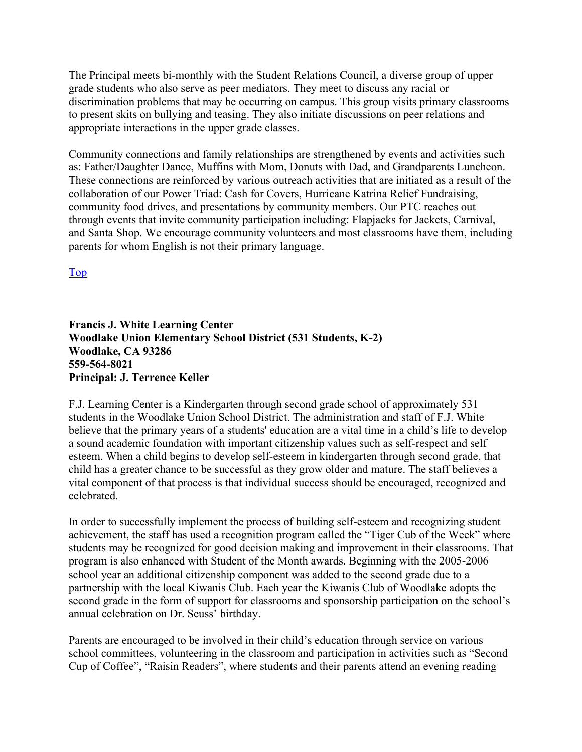The Principal meets bi-monthly with the Student Relations Council, a diverse group of upper grade students who also serve as peer mediators. They meet to discuss any racial or discrimination problems that may be occurring on campus. This group visits primary classrooms to present skits on bullying and teasing. They also initiate discussions on peer relations and appropriate interactions in the upper grade classes.

Community connections and family relationships are strengthened by events and activities such as: Father/Daughter Dance, Muffins with Mom, Donuts with Dad, and Grandparents Luncheon. These connections are reinforced by various outreach activities that are initiated as a result of the collaboration of our Power Triad: Cash for Covers, Hurricane Katrina Relief Fundraising, community food drives, and presentations by community members. Our PTC reaches out through events that invite community participation including: Flapjacks for Jackets, Carnival, and Santa Shop. We encourage community volunteers and most classrooms have them, including parents for whom English is not their primary language.

Top

**Francis J. White Learning Center**
**Woodlake Union Elementary School District (531 Students, K-2)**
**Woodlake, CA 93286**
**559-564-8021**
**Principal: J. Terrence Keller**

F.J. Learning Center is a Kindergarten through second grade school of approximately 531 students in the Woodlake Union School District. The administration and staff of F.J. White believe that the primary years of a students' education are a vital time in a child's life to develop a sound academic foundation with important citizenship values such as self-respect and self esteem. When a child begins to develop self-esteem in kindergarten through second grade, that child has a greater chance to be successful as they grow older and mature. The staff believes a vital component of that process is that individual success should be encouraged, recognized and celebrated.

In order to successfully implement the process of building self-esteem and recognizing student achievement, the staff has used a recognition program called the "Tiger Cub of the Week" where students may be recognized for good decision making and improvement in their classrooms. That program is also enhanced with Student of the Month awards. Beginning with the 2005-2006 school year an additional citizenship component was added to the second grade due to a partnership with the local Kiwanis Club. Each year the Kiwanis Club of Woodlake adopts the second grade in the form of support for classrooms and sponsorship participation on the school's annual celebration on Dr. Seuss' birthday.

Parents are encouraged to be involved in their child's education through service on various school committees, volunteering in the classroom and participation in activities such as "Second Cup of Coffee", "Raisin Readers", where students and their parents attend an evening reading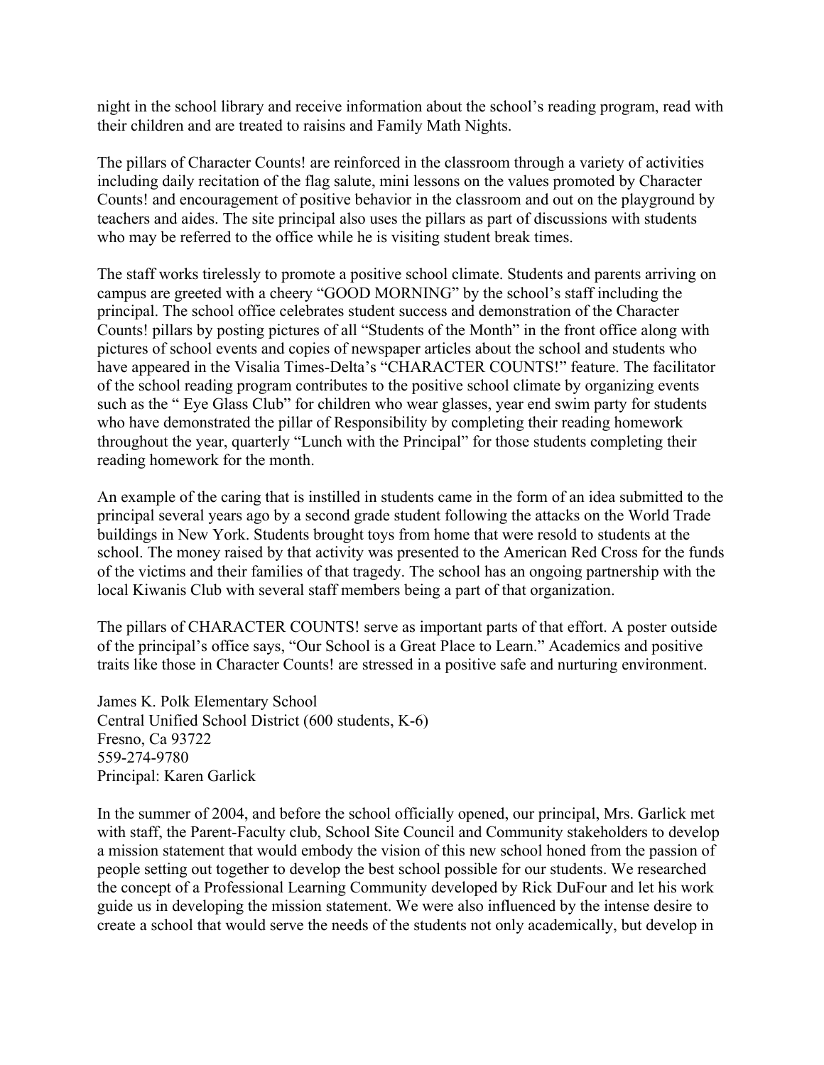night in the school library and receive information about the school's reading program, read with their children and are treated to raisins and Family Math Nights.

The pillars of Character Counts! are reinforced in the classroom through a variety of activities including daily recitation of the flag salute, mini lessons on the values promoted by Character Counts! and encouragement of positive behavior in the classroom and out on the playground by teachers and aides. The site principal also uses the pillars as part of discussions with students who may be referred to the office while he is visiting student break times.

The staff works tirelessly to promote a positive school climate. Students and parents arriving on campus are greeted with a cheery "GOOD MORNING" by the school's staff including the principal. The school office celebrates student success and demonstration of the Character Counts! pillars by posting pictures of all "Students of the Month" in the front office along with pictures of school events and copies of newspaper articles about the school and students who have appeared in the Visalia Times-Delta's "CHARACTER COUNTS!" feature. The facilitator of the school reading program contributes to the positive school climate by organizing events such as the " Eye Glass Club" for children who wear glasses, year end swim party for students who have demonstrated the pillar of Responsibility by completing their reading homework throughout the year, quarterly "Lunch with the Principal" for those students completing their reading homework for the month.

An example of the caring that is instilled in students came in the form of an idea submitted to the principal several years ago by a second grade student following the attacks on the World Trade buildings in New York. Students brought toys from home that were resold to students at the school. The money raised by that activity was presented to the American Red Cross for the funds of the victims and their families of that tragedy. The school has an ongoing partnership with the local Kiwanis Club with several staff members being a part of that organization.

The pillars of CHARACTER COUNTS! serve as important parts of that effort. A poster outside of the principal's office says, "Our School is a Great Place to Learn." Academics and positive traits like those in Character Counts! are stressed in a positive safe and nurturing environment.

James K. Polk Elementary School
Central Unified School District (600 students, K-6)
Fresno, Ca 93722
559-274-9780
Principal: Karen Garlick

In the summer of 2004, and before the school officially opened, our principal, Mrs. Garlick met with staff, the Parent-Faculty club, School Site Council and Community stakeholders to develop a mission statement that would embody the vision of this new school honed from the passion of people setting out together to develop the best school possible for our students. We researched the concept of a Professional Learning Community developed by Rick DuFour and let his work guide us in developing the mission statement. We were also influenced by the intense desire to create a school that would serve the needs of the students not only academically, but develop in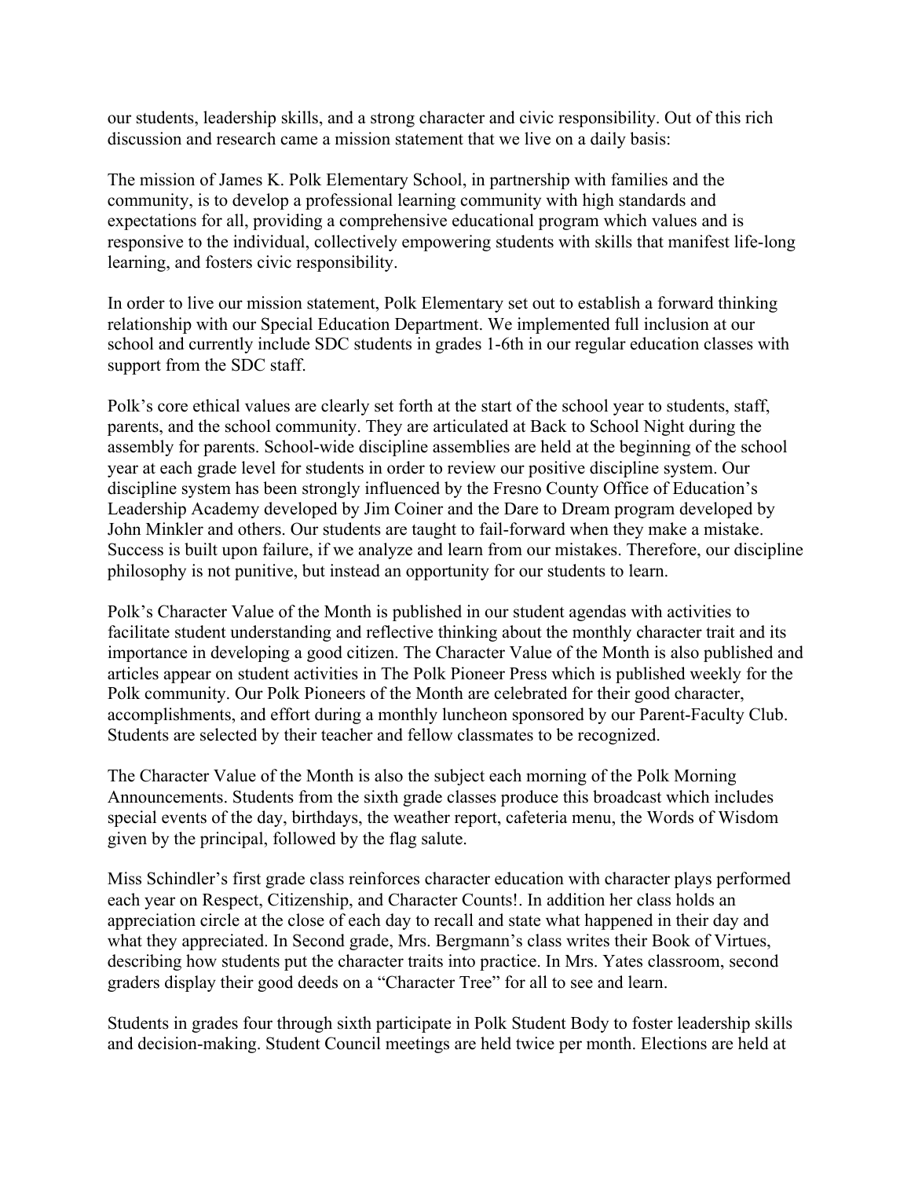our students, leadership skills, and a strong character and civic responsibility. Out of this rich discussion and research came a mission statement that we live on a daily basis:

The mission of James K. Polk Elementary School, in partnership with families and the community, is to develop a professional learning community with high standards and expectations for all, providing a comprehensive educational program which values and is responsive to the individual, collectively empowering students with skills that manifest life-long learning, and fosters civic responsibility.

In order to live our mission statement, Polk Elementary set out to establish a forward thinking relationship with our Special Education Department. We implemented full inclusion at our school and currently include SDC students in grades 1-6th in our regular education classes with support from the SDC staff.

Polk's core ethical values are clearly set forth at the start of the school year to students, staff, parents, and the school community. They are articulated at Back to School Night during the assembly for parents. School-wide discipline assemblies are held at the beginning of the school year at each grade level for students in order to review our positive discipline system. Our discipline system has been strongly influenced by the Fresno County Office of Education's Leadership Academy developed by Jim Coiner and the Dare to Dream program developed by John Minkler and others. Our students are taught to fail-forward when they make a mistake. Success is built upon failure, if we analyze and learn from our mistakes. Therefore, our discipline philosophy is not punitive, but instead an opportunity for our students to learn.

Polk's Character Value of the Month is published in our student agendas with activities to facilitate student understanding and reflective thinking about the monthly character trait and its importance in developing a good citizen. The Character Value of the Month is also published and articles appear on student activities in The Polk Pioneer Press which is published weekly for the Polk community. Our Polk Pioneers of the Month are celebrated for their good character, accomplishments, and effort during a monthly luncheon sponsored by our Parent-Faculty Club. Students are selected by their teacher and fellow classmates to be recognized.

The Character Value of the Month is also the subject each morning of the Polk Morning Announcements. Students from the sixth grade classes produce this broadcast which includes special events of the day, birthdays, the weather report, cafeteria menu, the Words of Wisdom given by the principal, followed by the flag salute.

Miss Schindler's first grade class reinforces character education with character plays performed each year on Respect, Citizenship, and Character Counts!. In addition her class holds an appreciation circle at the close of each day to recall and state what happened in their day and what they appreciated. In Second grade, Mrs. Bergmann's class writes their Book of Virtues, describing how students put the character traits into practice. In Mrs. Yates classroom, second graders display their good deeds on a "Character Tree" for all to see and learn.

Students in grades four through sixth participate in Polk Student Body to foster leadership skills and decision-making. Student Council meetings are held twice per month. Elections are held at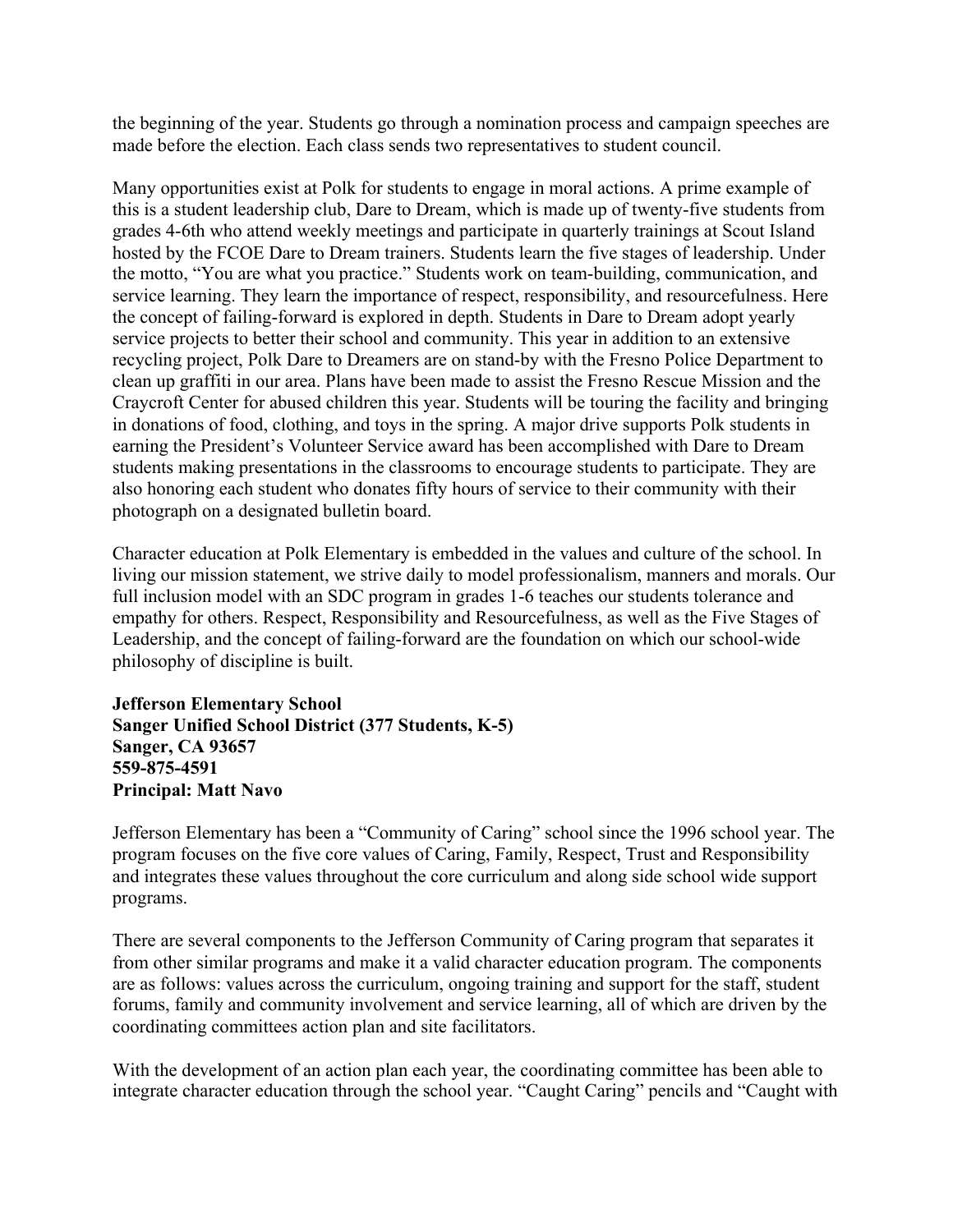the beginning of the year. Students go through a nomination process and campaign speeches are made before the election. Each class sends two representatives to student council.

Many opportunities exist at Polk for students to engage in moral actions. A prime example of this is a student leadership club, Dare to Dream, which is made up of twenty-five students from grades 4-6th who attend weekly meetings and participate in quarterly trainings at Scout Island hosted by the FCOE Dare to Dream trainers. Students learn the five stages of leadership. Under the motto, "You are what you practice." Students work on team-building, communication, and service learning. They learn the importance of respect, responsibility, and resourcefulness. Here the concept of failing-forward is explored in depth. Students in Dare to Dream adopt yearly service projects to better their school and community. This year in addition to an extensive recycling project, Polk Dare to Dreamers are on stand-by with the Fresno Police Department to clean up graffiti in our area. Plans have been made to assist the Fresno Rescue Mission and the Craycroft Center for abused children this year. Students will be touring the facility and bringing in donations of food, clothing, and toys in the spring. A major drive supports Polk students in earning the President's Volunteer Service award has been accomplished with Dare to Dream students making presentations in the classrooms to encourage students to participate. They are also honoring each student who donates fifty hours of service to their community with their photograph on a designated bulletin board.

Character education at Polk Elementary is embedded in the values and culture of the school. In living our mission statement, we strive daily to model professionalism, manners and morals. Our full inclusion model with an SDC program in grades 1-6 teaches our students tolerance and empathy for others. Respect, Responsibility and Resourcefulness, as well as the Five Stages of Leadership, and the concept of failing-forward are the foundation on which our school-wide philosophy of discipline is built.

**Jefferson Elementary School**
**Sanger Unified School District (377 Students, K-5)**
**Sanger, CA 93657**
**559-875-4591**
**Principal: Matt Navo**

Jefferson Elementary has been a "Community of Caring" school since the 1996 school year. The program focuses on the five core values of Caring, Family, Respect, Trust and Responsibility and integrates these values throughout the core curriculum and along side school wide support programs.

There are several components to the Jefferson Community of Caring program that separates it from other similar programs and make it a valid character education program. The components are as follows: values across the curriculum, ongoing training and support for the staff, student forums, family and community involvement and service learning, all of which are driven by the coordinating committees action plan and site facilitators.

With the development of an action plan each year, the coordinating committee has been able to integrate character education through the school year. "Caught Caring" pencils and "Caught with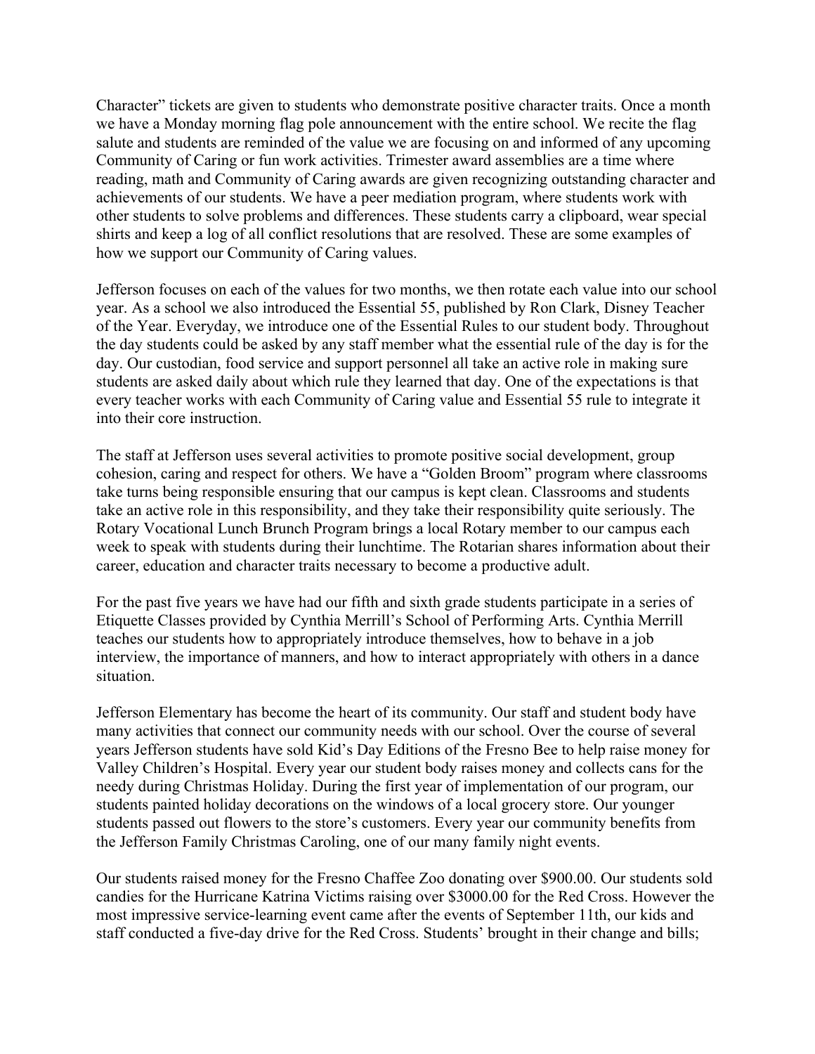Character" tickets are given to students who demonstrate positive character traits. Once a month we have a Monday morning flag pole announcement with the entire school. We recite the flag salute and students are reminded of the value we are focusing on and informed of any upcoming Community of Caring or fun work activities. Trimester award assemblies are a time where reading, math and Community of Caring awards are given recognizing outstanding character and achievements of our students. We have a peer mediation program, where students work with other students to solve problems and differences. These students carry a clipboard, wear special shirts and keep a log of all conflict resolutions that are resolved. These are some examples of how we support our Community of Caring values.

Jefferson focuses on each of the values for two months, we then rotate each value into our school year. As a school we also introduced the Essential 55, published by Ron Clark, Disney Teacher of the Year. Everyday, we introduce one of the Essential Rules to our student body. Throughout the day students could be asked by any staff member what the essential rule of the day is for the day. Our custodian, food service and support personnel all take an active role in making sure students are asked daily about which rule they learned that day. One of the expectations is that every teacher works with each Community of Caring value and Essential 55 rule to integrate it into their core instruction.

The staff at Jefferson uses several activities to promote positive social development, group cohesion, caring and respect for others. We have a "Golden Broom" program where classrooms take turns being responsible ensuring that our campus is kept clean. Classrooms and students take an active role in this responsibility, and they take their responsibility quite seriously. The Rotary Vocational Lunch Brunch Program brings a local Rotary member to our campus each week to speak with students during their lunchtime. The Rotarian shares information about their career, education and character traits necessary to become a productive adult.

For the past five years we have had our fifth and sixth grade students participate in a series of Etiquette Classes provided by Cynthia Merrill's School of Performing Arts. Cynthia Merrill teaches our students how to appropriately introduce themselves, how to behave in a job interview, the importance of manners, and how to interact appropriately with others in a dance situation.

Jefferson Elementary has become the heart of its community. Our staff and student body have many activities that connect our community needs with our school. Over the course of several years Jefferson students have sold Kid's Day Editions of the Fresno Bee to help raise money for Valley Children's Hospital. Every year our student body raises money and collects cans for the needy during Christmas Holiday. During the first year of implementation of our program, our students painted holiday decorations on the windows of a local grocery store. Our younger students passed out flowers to the store's customers. Every year our community benefits from the Jefferson Family Christmas Caroling, one of our many family night events.

Our students raised money for the Fresno Chaffee Zoo donating over $900.00. Our students sold candies for the Hurricane Katrina Victims raising over $3000.00 for the Red Cross. However the most impressive service-learning event came after the events of September 11th, our kids and staff conducted a five-day drive for the Red Cross. Students' brought in their change and bills;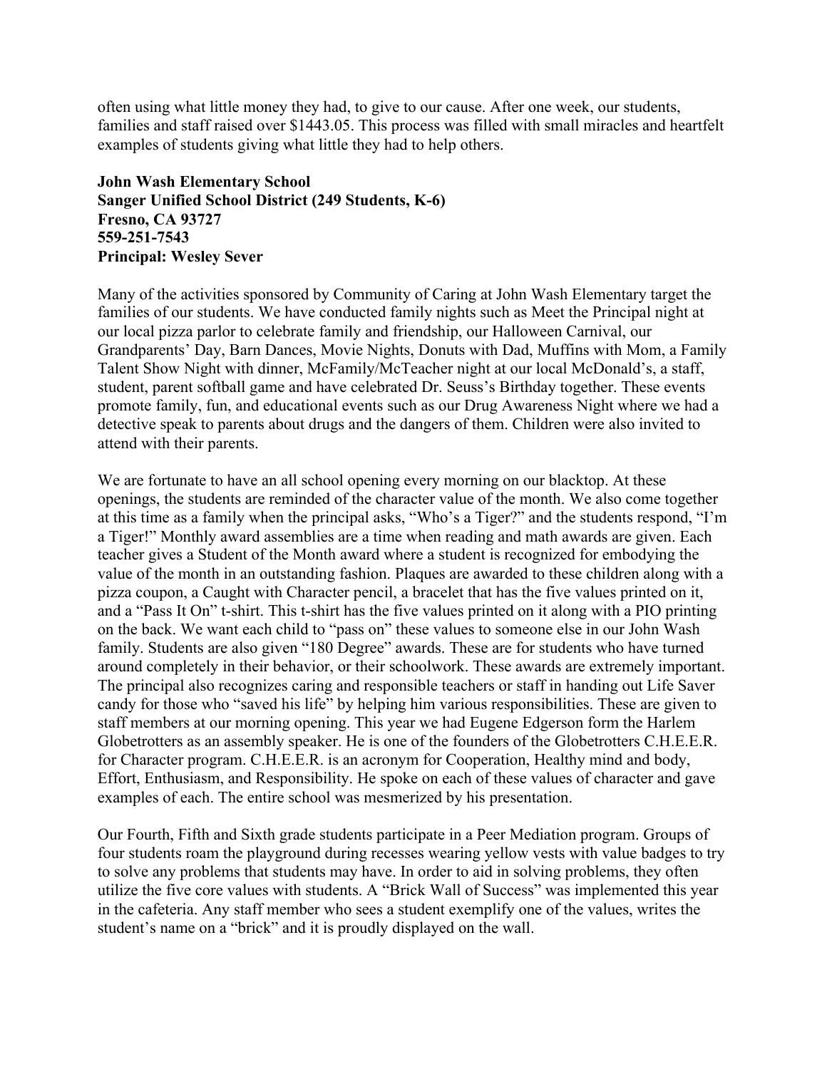often using what little money they had, to give to our cause. After one week, our students, families and staff raised over $1443.05. This process was filled with small miracles and heartfelt examples of students giving what little they had to help others.

**John Wash Elementary School**
**Sanger Unified School District (249 Students, K-6)**
**Fresno, CA 93727**
**559-251-7543**
**Principal: Wesley Sever**

Many of the activities sponsored by Community of Caring at John Wash Elementary target the families of our students. We have conducted family nights such as Meet the Principal night at our local pizza parlor to celebrate family and friendship, our Halloween Carnival, our Grandparents' Day, Barn Dances, Movie Nights, Donuts with Dad, Muffins with Mom, a Family Talent Show Night with dinner, McFamily/McTeacher night at our local McDonald's, a staff, student, parent softball game and have celebrated Dr. Seuss's Birthday together. These events promote family, fun, and educational events such as our Drug Awareness Night where we had a detective speak to parents about drugs and the dangers of them. Children were also invited to attend with their parents.

We are fortunate to have an all school opening every morning on our blacktop. At these openings, the students are reminded of the character value of the month. We also come together at this time as a family when the principal asks, "Who's a Tiger?" and the students respond, "I'm a Tiger!" Monthly award assemblies are a time when reading and math awards are given. Each teacher gives a Student of the Month award where a student is recognized for embodying the value of the month in an outstanding fashion. Plaques are awarded to these children along with a pizza coupon, a Caught with Character pencil, a bracelet that has the five values printed on it, and a "Pass It On" t-shirt. This t-shirt has the five values printed on it along with a PIO printing on the back. We want each child to "pass on" these values to someone else in our John Wash family. Students are also given "180 Degree" awards. These are for students who have turned around completely in their behavior, or their schoolwork. These awards are extremely important. The principal also recognizes caring and responsible teachers or staff in handing out Life Saver candy for those who "saved his life" by helping him various responsibilities. These are given to staff members at our morning opening. This year we had Eugene Edgerson form the Harlem Globetrotters as an assembly speaker. He is one of the founders of the Globetrotters C.H.E.E.R. for Character program. C.H.E.E.R. is an acronym for Cooperation, Healthy mind and body, Effort, Enthusiasm, and Responsibility. He spoke on each of these values of character and gave examples of each. The entire school was mesmerized by his presentation.

Our Fourth, Fifth and Sixth grade students participate in a Peer Mediation program. Groups of four students roam the playground during recesses wearing yellow vests with value badges to try to solve any problems that students may have. In order to aid in solving problems, they often utilize the five core values with students. A "Brick Wall of Success" was implemented this year in the cafeteria. Any staff member who sees a student exemplify one of the values, writes the student's name on a "brick" and it is proudly displayed on the wall.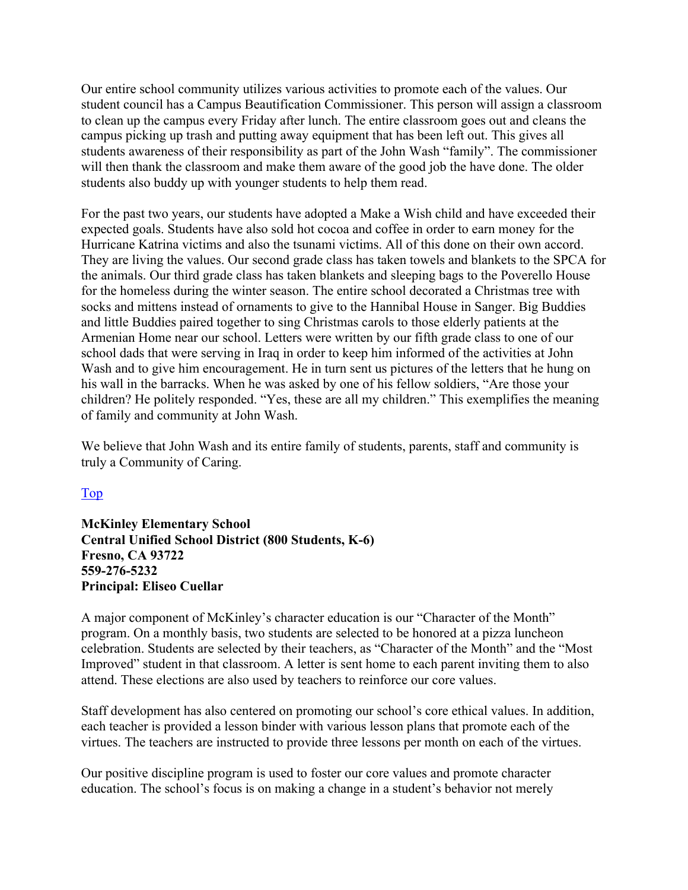Our entire school community utilizes various activities to promote each of the values. Our student council has a Campus Beautification Commissioner. This person will assign a classroom to clean up the campus every Friday after lunch. The entire classroom goes out and cleans the campus picking up trash and putting away equipment that has been left out. This gives all students awareness of their responsibility as part of the John Wash "family". The commissioner will then thank the classroom and make them aware of the good job the have done. The older students also buddy up with younger students to help them read.

For the past two years, our students have adopted a Make a Wish child and have exceeded their expected goals. Students have also sold hot cocoa and coffee in order to earn money for the Hurricane Katrina victims and also the tsunami victims. All of this done on their own accord. They are living the values. Our second grade class has taken towels and blankets to the SPCA for the animals. Our third grade class has taken blankets and sleeping bags to the Poverello House for the homeless during the winter season. The entire school decorated a Christmas tree with socks and mittens instead of ornaments to give to the Hannibal House in Sanger. Big Buddies and little Buddies paired together to sing Christmas carols to those elderly patients at the Armenian Home near our school. Letters were written by our fifth grade class to one of our school dads that were serving in Iraq in order to keep him informed of the activities at John Wash and to give him encouragement. He in turn sent us pictures of the letters that he hung on his wall in the barracks. When he was asked by one of his fellow soldiers, "Are those your children? He politely responded. "Yes, these are all my children." This exemplifies the meaning of family and community at John Wash.

We believe that John Wash and its entire family of students, parents, staff and community is truly a Community of Caring.

Top

**McKinley Elementary School**
**Central Unified School District (800 Students, K-6)**
**Fresno, CA 93722**
**559-276-5232**
**Principal: Eliseo Cuellar**

A major component of McKinley's character education is our "Character of the Month" program. On a monthly basis, two students are selected to be honored at a pizza luncheon celebration. Students are selected by their teachers, as "Character of the Month" and the "Most Improved" student in that classroom. A letter is sent home to each parent inviting them to also attend. These elections are also used by teachers to reinforce our core values.

Staff development has also centered on promoting our school's core ethical values. In addition, each teacher is provided a lesson binder with various lesson plans that promote each of the virtues. The teachers are instructed to provide three lessons per month on each of the virtues.

Our positive discipline program is used to foster our core values and promote character education. The school's focus is on making a change in a student's behavior not merely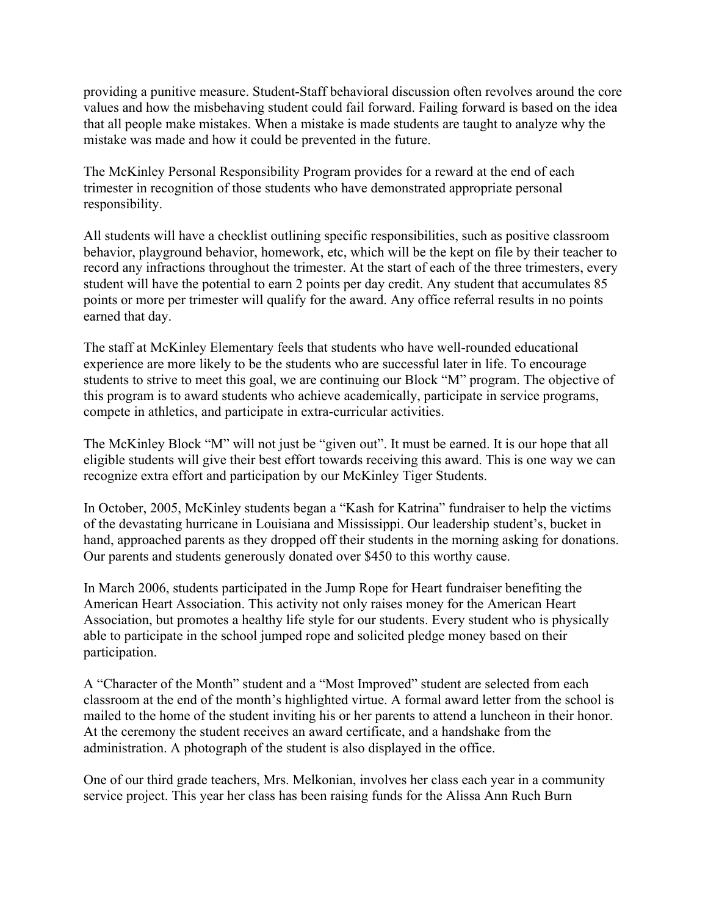providing a punitive measure. Student-Staff behavioral discussion often revolves around the core values and how the misbehaving student could fail forward. Failing forward is based on the idea that all people make mistakes. When a mistake is made students are taught to analyze why the mistake was made and how it could be prevented in the future.

The McKinley Personal Responsibility Program provides for a reward at the end of each trimester in recognition of those students who have demonstrated appropriate personal responsibility.

All students will have a checklist outlining specific responsibilities, such as positive classroom behavior, playground behavior, homework, etc, which will be the kept on file by their teacher to record any infractions throughout the trimester. At the start of each of the three trimesters, every student will have the potential to earn 2 points per day credit. Any student that accumulates 85 points or more per trimester will qualify for the award. Any office referral results in no points earned that day.

The staff at McKinley Elementary feels that students who have well-rounded educational experience are more likely to be the students who are successful later in life. To encourage students to strive to meet this goal, we are continuing our Block "M" program. The objective of this program is to award students who achieve academically, participate in service programs, compete in athletics, and participate in extra-curricular activities.

The McKinley Block "M" will not just be "given out". It must be earned. It is our hope that all eligible students will give their best effort towards receiving this award. This is one way we can recognize extra effort and participation by our McKinley Tiger Students.

In October, 2005, McKinley students began a "Kash for Katrina" fundraiser to help the victims of the devastating hurricane in Louisiana and Mississippi. Our leadership student's, bucket in hand, approached parents as they dropped off their students in the morning asking for donations. Our parents and students generously donated over $450 to this worthy cause.

In March 2006, students participated in the Jump Rope for Heart fundraiser benefiting the American Heart Association. This activity not only raises money for the American Heart Association, but promotes a healthy life style for our students. Every student who is physically able to participate in the school jumped rope and solicited pledge money based on their participation.

A "Character of the Month" student and a "Most Improved" student are selected from each classroom at the end of the month's highlighted virtue. A formal award letter from the school is mailed to the home of the student inviting his or her parents to attend a luncheon in their honor. At the ceremony the student receives an award certificate, and a handshake from the administration. A photograph of the student is also displayed in the office.

One of our third grade teachers, Mrs. Melkonian, involves her class each year in a community service project. This year her class has been raising funds for the Alissa Ann Ruch Burn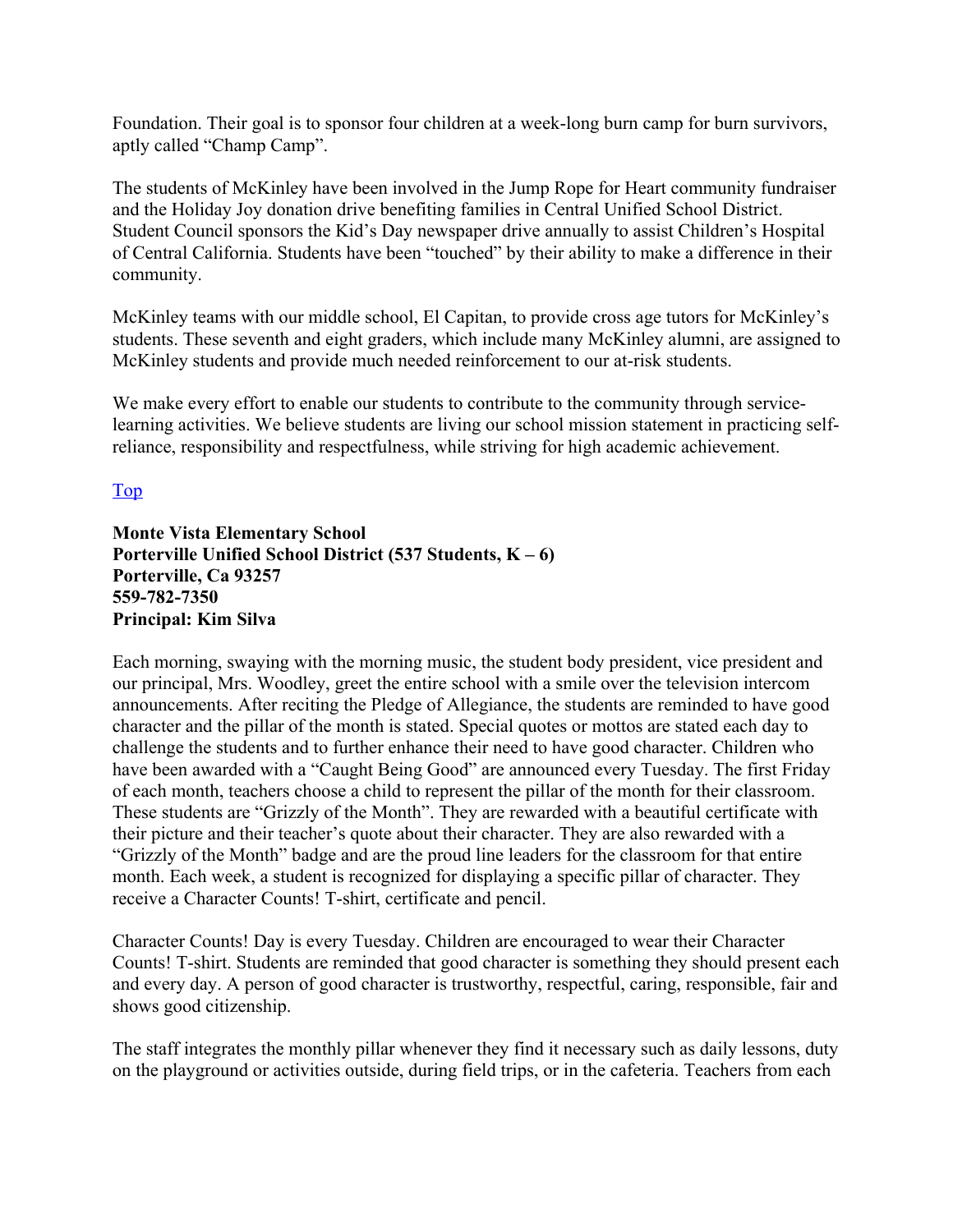Foundation. Their goal is to sponsor four children at a week-long burn camp for burn survivors, aptly called “Champ Camp”.

The students of McKinley have been involved in the Jump Rope for Heart community fundraiser and the Holiday Joy donation drive benefiting families in Central Unified School District. Student Council sponsors the Kid’s Day newspaper drive annually to assist Children’s Hospital of Central California. Students have been “touched” by their ability to make a difference in their community.

McKinley teams with our middle school, El Capitan, to provide cross age tutors for McKinley’s students. These seventh and eight graders, which include many McKinley alumni, are assigned to McKinley students and provide much needed reinforcement to our at-risk students.

We make every effort to enable our students to contribute to the community through service-learning activities. We believe students are living our school mission statement in practicing self-reliance, responsibility and respectfulness, while striving for high academic achievement.

Top

**Monte Vista Elementary School**
**Porterville Unified School District (537 Students, K – 6)**
**Porterville, Ca 93257**
**559-782-7350**
**Principal: Kim Silva**

Each morning, swaying with the morning music, the student body president, vice president and our principal, Mrs. Woodley, greet the entire school with a smile over the television intercom announcements. After reciting the Pledge of Allegiance, the students are reminded to have good character and the pillar of the month is stated. Special quotes or mottos are stated each day to challenge the students and to further enhance their need to have good character. Children who have been awarded with a “Caught Being Good” are announced every Tuesday. The first Friday of each month, teachers choose a child to represent the pillar of the month for their classroom. These students are “Grizzly of the Month”. They are rewarded with a beautiful certificate with their picture and their teacher’s quote about their character. They are also rewarded with a “Grizzly of the Month” badge and are the proud line leaders for the classroom for that entire month. Each week, a student is recognized for displaying a specific pillar of character. They receive a Character Counts! T-shirt, certificate and pencil.

Character Counts! Day is every Tuesday. Children are encouraged to wear their Character Counts! T-shirt. Students are reminded that good character is something they should present each and every day. A person of good character is trustworthy, respectful, caring, responsible, fair and shows good citizenship.

The staff integrates the monthly pillar whenever they find it necessary such as daily lessons, duty on the playground or activities outside, during field trips, or in the cafeteria. Teachers from each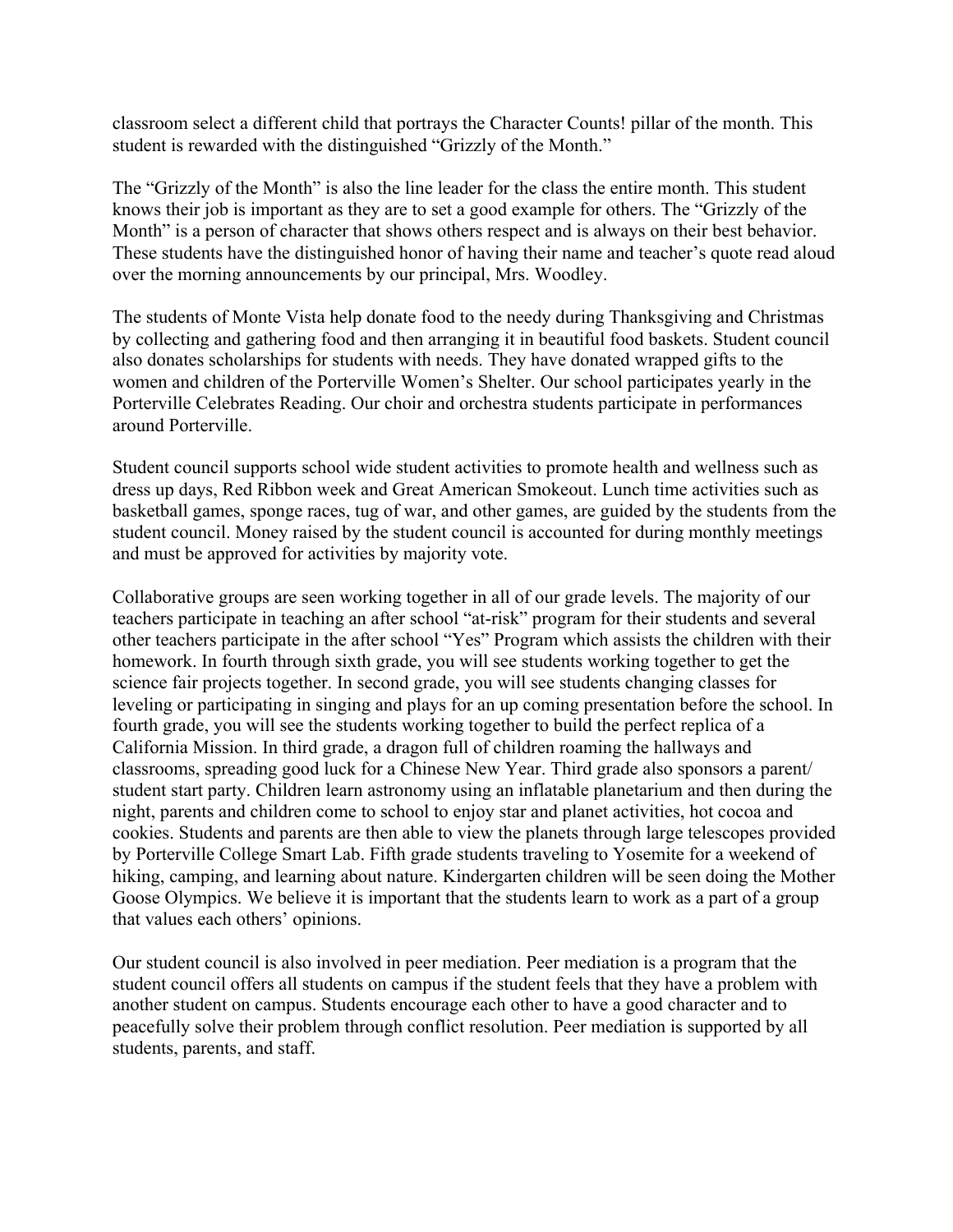classroom select a different child that portrays the Character Counts! pillar of the month. This student is rewarded with the distinguished "Grizzly of the Month."

The "Grizzly of the Month" is also the line leader for the class the entire month. This student knows their job is important as they are to set a good example for others. The "Grizzly of the Month" is a person of character that shows others respect and is always on their best behavior. These students have the distinguished honor of having their name and teacher's quote read aloud over the morning announcements by our principal, Mrs. Woodley.

The students of Monte Vista help donate food to the needy during Thanksgiving and Christmas by collecting and gathering food and then arranging it in beautiful food baskets. Student council also donates scholarships for students with needs. They have donated wrapped gifts to the women and children of the Porterville Women's Shelter. Our school participates yearly in the Porterville Celebrates Reading. Our choir and orchestra students participate in performances around Porterville.

Student council supports school wide student activities to promote health and wellness such as dress up days, Red Ribbon week and Great American Smokeout. Lunch time activities such as basketball games, sponge races, tug of war, and other games, are guided by the students from the student council. Money raised by the student council is accounted for during monthly meetings and must be approved for activities by majority vote.

Collaborative groups are seen working together in all of our grade levels. The majority of our teachers participate in teaching an after school "at-risk" program for their students and several other teachers participate in the after school "Yes" Program which assists the children with their homework. In fourth through sixth grade, you will see students working together to get the science fair projects together. In second grade, you will see students changing classes for leveling or participating in singing and plays for an up coming presentation before the school. In fourth grade, you will see the students working together to build the perfect replica of a California Mission. In third grade, a dragon full of children roaming the hallways and classrooms, spreading good luck for a Chinese New Year. Third grade also sponsors a parent/ student start party. Children learn astronomy using an inflatable planetarium and then during the night, parents and children come to school to enjoy star and planet activities, hot cocoa and cookies. Students and parents are then able to view the planets through large telescopes provided by Porterville College Smart Lab. Fifth grade students traveling to Yosemite for a weekend of hiking, camping, and learning about nature. Kindergarten children will be seen doing the Mother Goose Olympics. We believe it is important that the students learn to work as a part of a group that values each others' opinions.

Our student council is also involved in peer mediation. Peer mediation is a program that the student council offers all students on campus if the student feels that they have a problem with another student on campus. Students encourage each other to have a good character and to peacefully solve their problem through conflict resolution. Peer mediation is supported by all students, parents, and staff.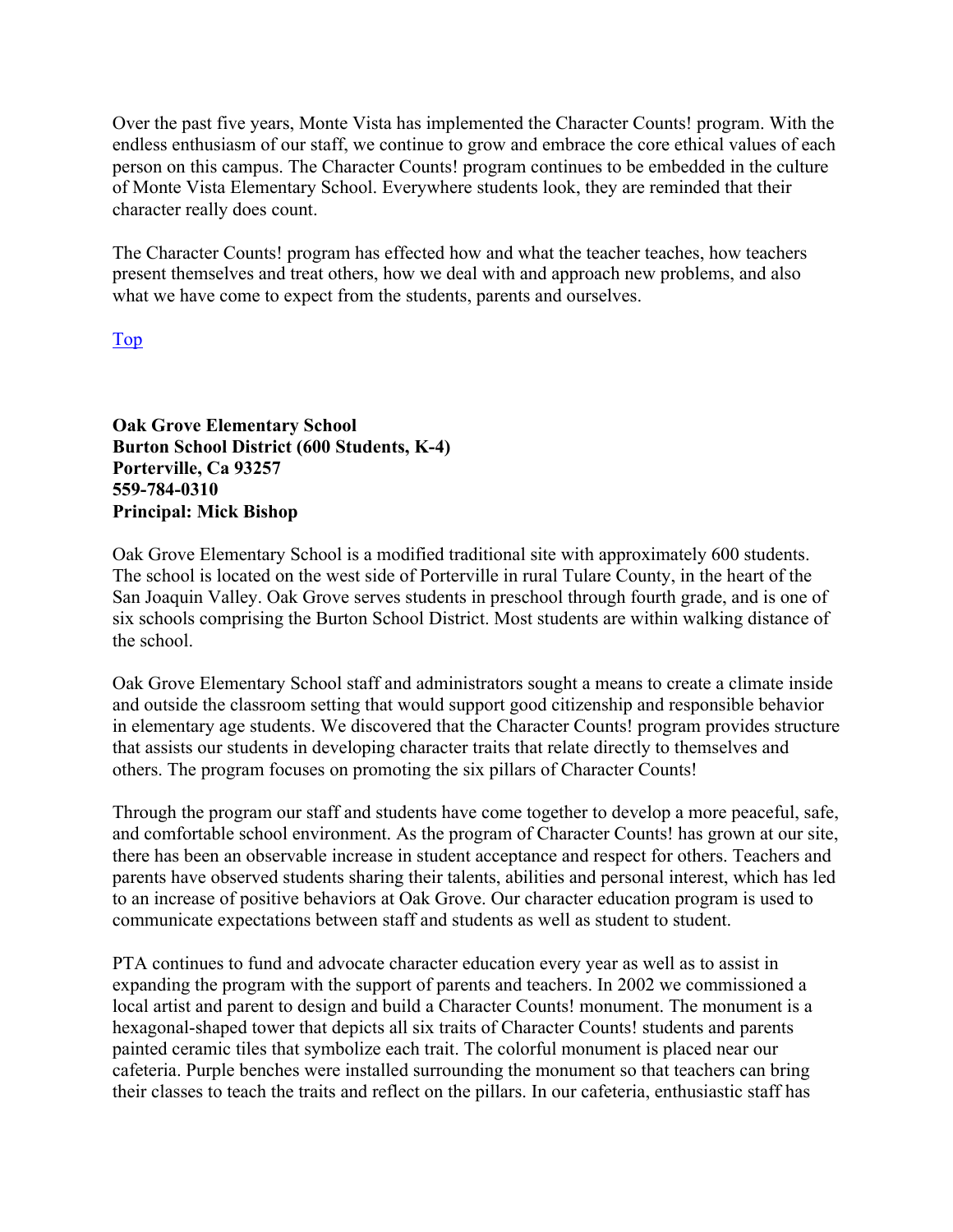Over the past five years, Monte Vista has implemented the Character Counts! program. With the endless enthusiasm of our staff, we continue to grow and embrace the core ethical values of each person on this campus. The Character Counts! program continues to be embedded in the culture of Monte Vista Elementary School. Everywhere students look, they are reminded that their character really does count.

The Character Counts! program has effected how and what the teacher teaches, how teachers present themselves and treat others, how we deal with and approach new problems, and also what we have come to expect from the students, parents and ourselves.

Top

**Oak Grove Elementary School**
**Burton School District (600 Students, K-4)**
**Porterville, Ca 93257**
**559-784-0310**
**Principal: Mick Bishop**

Oak Grove Elementary School is a modified traditional site with approximately 600 students. The school is located on the west side of Porterville in rural Tulare County, in the heart of the San Joaquin Valley. Oak Grove serves students in preschool through fourth grade, and is one of six schools comprising the Burton School District. Most students are within walking distance of the school.

Oak Grove Elementary School staff and administrators sought a means to create a climate inside and outside the classroom setting that would support good citizenship and responsible behavior in elementary age students. We discovered that the Character Counts! program provides structure that assists our students in developing character traits that relate directly to themselves and others. The program focuses on promoting the six pillars of Character Counts!

Through the program our staff and students have come together to develop a more peaceful, safe, and comfortable school environment. As the program of Character Counts! has grown at our site, there has been an observable increase in student acceptance and respect for others. Teachers and parents have observed students sharing their talents, abilities and personal interest, which has led to an increase of positive behaviors at Oak Grove. Our character education program is used to communicate expectations between staff and students as well as student to student.

PTA continues to fund and advocate character education every year as well as to assist in expanding the program with the support of parents and teachers. In 2002 we commissioned a local artist and parent to design and build a Character Counts! monument. The monument is a hexagonal-shaped tower that depicts all six traits of Character Counts! students and parents painted ceramic tiles that symbolize each trait. The colorful monument is placed near our cafeteria. Purple benches were installed surrounding the monument so that teachers can bring their classes to teach the traits and reflect on the pillars. In our cafeteria, enthusiastic staff has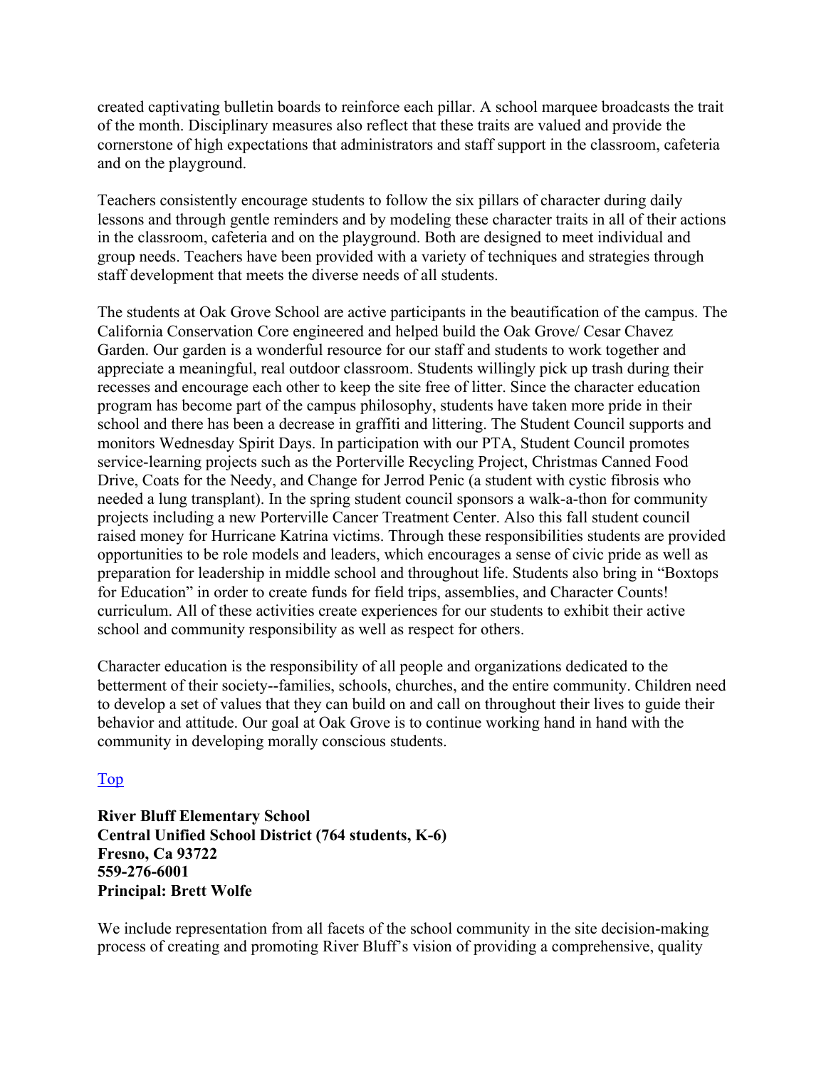created captivating bulletin boards to reinforce each pillar. A school marquee broadcasts the trait of the month. Disciplinary measures also reflect that these traits are valued and provide the cornerstone of high expectations that administrators and staff support in the classroom, cafeteria and on the playground.

Teachers consistently encourage students to follow the six pillars of character during daily lessons and through gentle reminders and by modeling these character traits in all of their actions in the classroom, cafeteria and on the playground. Both are designed to meet individual and group needs. Teachers have been provided with a variety of techniques and strategies through staff development that meets the diverse needs of all students.

The students at Oak Grove School are active participants in the beautification of the campus. The California Conservation Core engineered and helped build the Oak Grove/ Cesar Chavez Garden. Our garden is a wonderful resource for our staff and students to work together and appreciate a meaningful, real outdoor classroom. Students willingly pick up trash during their recesses and encourage each other to keep the site free of litter. Since the character education program has become part of the campus philosophy, students have taken more pride in their school and there has been a decrease in graffiti and littering. The Student Council supports and monitors Wednesday Spirit Days. In participation with our PTA, Student Council promotes service-learning projects such as the Porterville Recycling Project, Christmas Canned Food Drive, Coats for the Needy, and Change for Jerrod Penic (a student with cystic fibrosis who needed a lung transplant). In the spring student council sponsors a walk-a-thon for community projects including a new Porterville Cancer Treatment Center. Also this fall student council raised money for Hurricane Katrina victims. Through these responsibilities students are provided opportunities to be role models and leaders, which encourages a sense of civic pride as well as preparation for leadership in middle school and throughout life. Students also bring in "Boxtops for Education" in order to create funds for field trips, assemblies, and Character Counts! curriculum. All of these activities create experiences for our students to exhibit their active school and community responsibility as well as respect for others.

Character education is the responsibility of all people and organizations dedicated to the betterment of their society--families, schools, churches, and the entire community. Children need to develop a set of values that they can build on and call on throughout their lives to guide their behavior and attitude. Our goal at Oak Grove is to continue working hand in hand with the community in developing morally conscious students.

Top

**River Bluff Elementary School**
**Central Unified School District (764 students, K-6)**
**Fresno, Ca 93722**
**559-276-6001**
**Principal: Brett Wolfe**

We include representation from all facets of the school community in the site decision-making process of creating and promoting River Bluff's vision of providing a comprehensive, quality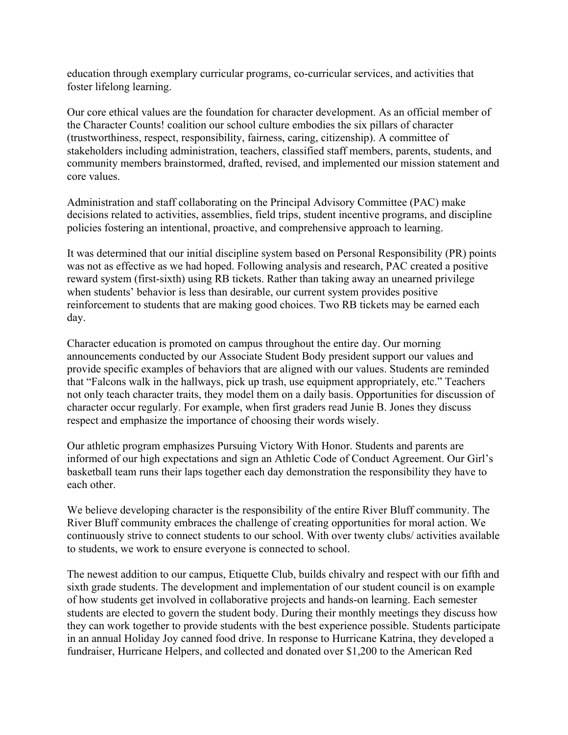education through exemplary curricular programs, co-curricular services, and activities that foster lifelong learning.

Our core ethical values are the foundation for character development. As an official member of the Character Counts! coalition our school culture embodies the six pillars of character (trustworthiness, respect, responsibility, fairness, caring, citizenship). A committee of stakeholders including administration, teachers, classified staff members, parents, students, and community members brainstormed, drafted, revised, and implemented our mission statement and core values.

Administration and staff collaborating on the Principal Advisory Committee (PAC) make decisions related to activities, assemblies, field trips, student incentive programs, and discipline policies fostering an intentional, proactive, and comprehensive approach to learning.

It was determined that our initial discipline system based on Personal Responsibility (PR) points was not as effective as we had hoped. Following analysis and research, PAC created a positive reward system (first-sixth) using RB tickets. Rather than taking away an unearned privilege when students' behavior is less than desirable, our current system provides positive reinforcement to students that are making good choices. Two RB tickets may be earned each day.

Character education is promoted on campus throughout the entire day. Our morning announcements conducted by our Associate Student Body president support our values and provide specific examples of behaviors that are aligned with our values. Students are reminded that "Falcons walk in the hallways, pick up trash, use equipment appropriately, etc." Teachers not only teach character traits, they model them on a daily basis. Opportunities for discussion of character occur regularly. For example, when first graders read Junie B. Jones they discuss respect and emphasize the importance of choosing their words wisely.

Our athletic program emphasizes Pursuing Victory With Honor. Students and parents are informed of our high expectations and sign an Athletic Code of Conduct Agreement. Our Girl's basketball team runs their laps together each day demonstration the responsibility they have to each other.

We believe developing character is the responsibility of the entire River Bluff community. The River Bluff community embraces the challenge of creating opportunities for moral action. We continuously strive to connect students to our school. With over twenty clubs/ activities available to students, we work to ensure everyone is connected to school.

The newest addition to our campus, Etiquette Club, builds chivalry and respect with our fifth and sixth grade students. The development and implementation of our student council is on example of how students get involved in collaborative projects and hands-on learning. Each semester students are elected to govern the student body. During their monthly meetings they discuss how they can work together to provide students with the best experience possible. Students participate in an annual Holiday Joy canned food drive. In response to Hurricane Katrina, they developed a fundraiser, Hurricane Helpers, and collected and donated over $1,200 to the American Red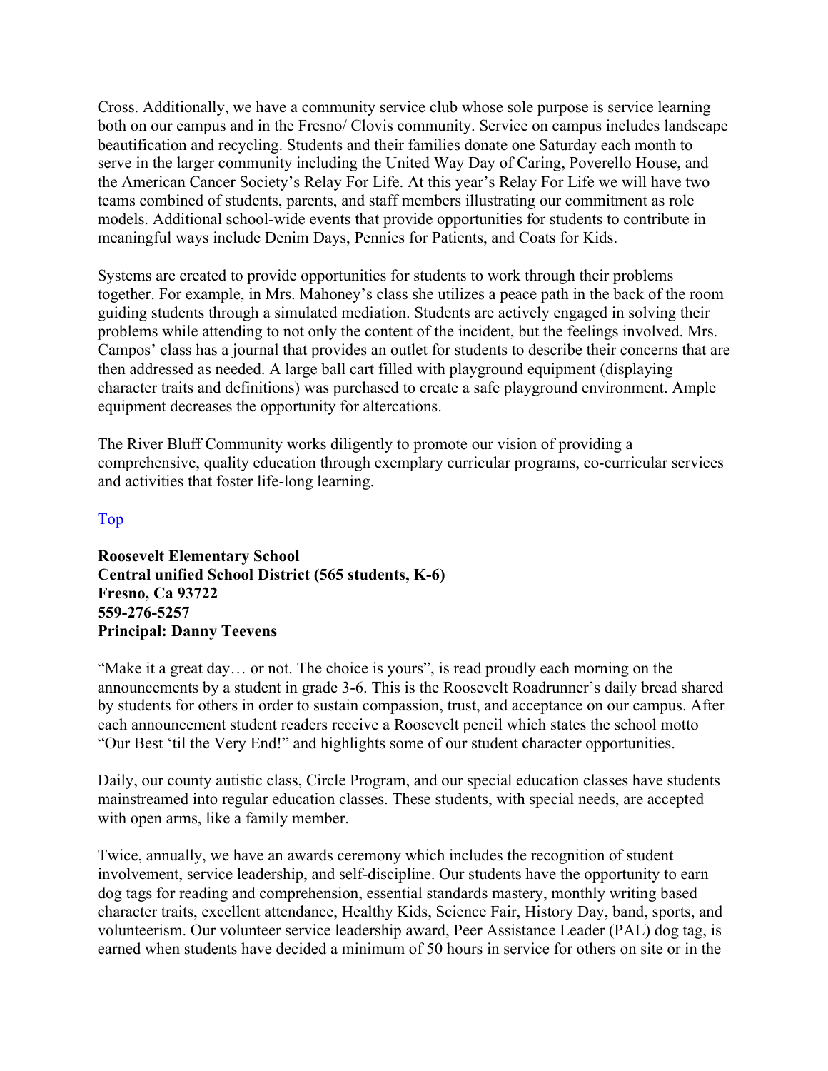Cross. Additionally, we have a community service club whose sole purpose is service learning both on our campus and in the Fresno/ Clovis community. Service on campus includes landscape beautification and recycling. Students and their families donate one Saturday each month to serve in the larger community including the United Way Day of Caring, Poverello House, and the American Cancer Society's Relay For Life. At this year's Relay For Life we will have two teams combined of students, parents, and staff members illustrating our commitment as role models. Additional school-wide events that provide opportunities for students to contribute in meaningful ways include Denim Days, Pennies for Patients, and Coats for Kids.

Systems are created to provide opportunities for students to work through their problems together. For example, in Mrs. Mahoney's class she utilizes a peace path in the back of the room guiding students through a simulated mediation. Students are actively engaged in solving their problems while attending to not only the content of the incident, but the feelings involved. Mrs. Campos' class has a journal that provides an outlet for students to describe their concerns that are then addressed as needed. A large ball cart filled with playground equipment (displaying character traits and definitions) was purchased to create a safe playground environment. Ample equipment decreases the opportunity for altercations.

The River Bluff Community works diligently to promote our vision of providing a comprehensive, quality education through exemplary curricular programs, co-curricular services and activities that foster life-long learning.

Top

**Roosevelt Elementary School**
**Central unified School District (565 students, K-6)**
**Fresno, Ca 93722**
**559-276-5257**
**Principal: Danny Teevens**

"Make it a great day… or not. The choice is yours", is read proudly each morning on the announcements by a student in grade 3-6. This is the Roosevelt Roadrunner's daily bread shared by students for others in order to sustain compassion, trust, and acceptance on our campus. After each announcement student readers receive a Roosevelt pencil which states the school motto "Our Best 'til the Very End!" and highlights some of our student character opportunities.

Daily, our county autistic class, Circle Program, and our special education classes have students mainstreamed into regular education classes. These students, with special needs, are accepted with open arms, like a family member.

Twice, annually, we have an awards ceremony which includes the recognition of student involvement, service leadership, and self-discipline. Our students have the opportunity to earn dog tags for reading and comprehension, essential standards mastery, monthly writing based character traits, excellent attendance, Healthy Kids, Science Fair, History Day, band, sports, and volunteerism. Our volunteer service leadership award, Peer Assistance Leader (PAL) dog tag, is earned when students have decided a minimum of 50 hours in service for others on site or in the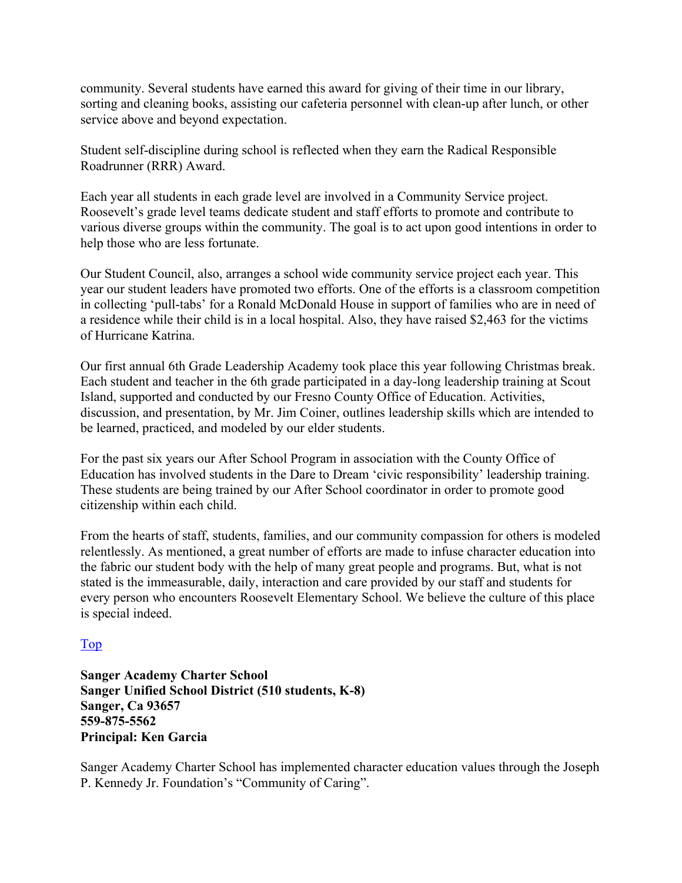community. Several students have earned this award for giving of their time in our library, sorting and cleaning books, assisting our cafeteria personnel with clean-up after lunch, or other service above and beyond expectation.

Student self-discipline during school is reflected when they earn the Radical Responsible Roadrunner (RRR) Award.

Each year all students in each grade level are involved in a Community Service project. Roosevelt's grade level teams dedicate student and staff efforts to promote and contribute to various diverse groups within the community. The goal is to act upon good intentions in order to help those who are less fortunate.

Our Student Council, also, arranges a school wide community service project each year. This year our student leaders have promoted two efforts. One of the efforts is a classroom competition in collecting 'pull-tabs' for a Ronald McDonald House in support of families who are in need of a residence while their child is in a local hospital. Also, they have raised $2,463 for the victims of Hurricane Katrina.

Our first annual 6th Grade Leadership Academy took place this year following Christmas break. Each student and teacher in the 6th grade participated in a day-long leadership training at Scout Island, supported and conducted by our Fresno County Office of Education. Activities, discussion, and presentation, by Mr. Jim Coiner, outlines leadership skills which are intended to be learned, practiced, and modeled by our elder students.

For the past six years our After School Program in association with the County Office of Education has involved students in the Dare to Dream 'civic responsibility' leadership training. These students are being trained by our After School coordinator in order to promote good citizenship within each child.

From the hearts of staff, students, families, and our community compassion for others is modeled relentlessly. As mentioned, a great number of efforts are made to infuse character education into the fabric our student body with the help of many great people and programs. But, what is not stated is the immeasurable, daily, interaction and care provided by our staff and students for every person who encounters Roosevelt Elementary School. We believe the culture of this place is special indeed.

Top

**Sanger Academy Charter School**
**Sanger Unified School District (510 students, K-8)**
**Sanger, Ca 93657**
**559-875-5562**
**Principal: Ken Garcia**

Sanger Academy Charter School has implemented character education values through the Joseph P. Kennedy Jr. Foundation's "Community of Caring".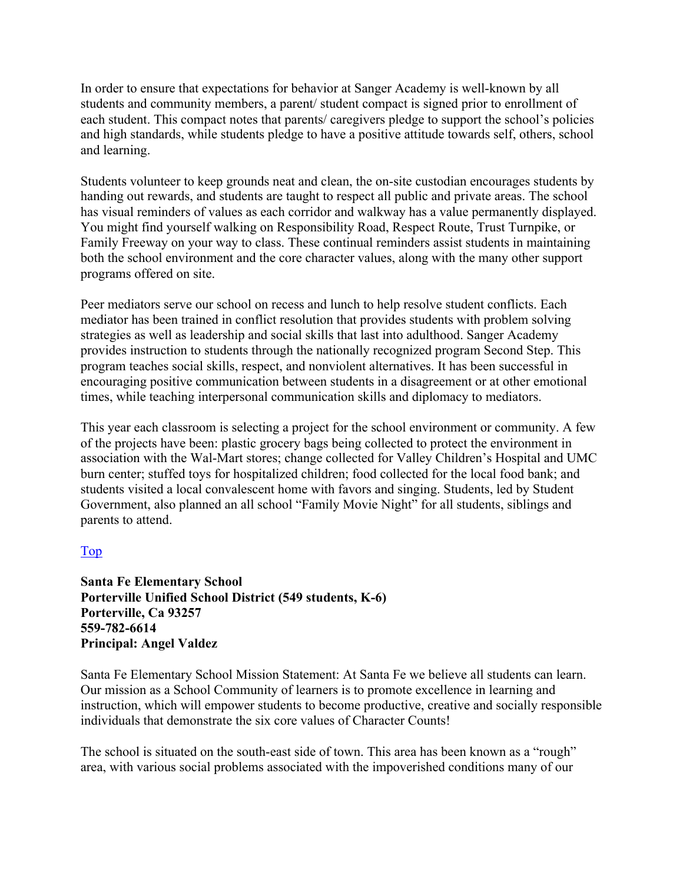In order to ensure that expectations for behavior at Sanger Academy is well-known by all students and community members, a parent/ student compact is signed prior to enrollment of each student. This compact notes that parents/ caregivers pledge to support the school's policies and high standards, while students pledge to have a positive attitude towards self, others, school and learning.

Students volunteer to keep grounds neat and clean, the on-site custodian encourages students by handing out rewards, and students are taught to respect all public and private areas. The school has visual reminders of values as each corridor and walkway has a value permanently displayed. You might find yourself walking on Responsibility Road, Respect Route, Trust Turnpike, or Family Freeway on your way to class. These continual reminders assist students in maintaining both the school environment and the core character values, along with the many other support programs offered on site.

Peer mediators serve our school on recess and lunch to help resolve student conflicts. Each mediator has been trained in conflict resolution that provides students with problem solving strategies as well as leadership and social skills that last into adulthood. Sanger Academy provides instruction to students through the nationally recognized program Second Step. This program teaches social skills, respect, and nonviolent alternatives. It has been successful in encouraging positive communication between students in a disagreement or at other emotional times, while teaching interpersonal communication skills and diplomacy to mediators.

This year each classroom is selecting a project for the school environment or community. A few of the projects have been: plastic grocery bags being collected to protect the environment in association with the Wal-Mart stores; change collected for Valley Children's Hospital and UMC burn center; stuffed toys for hospitalized children; food collected for the local food bank; and students visited a local convalescent home with favors and singing. Students, led by Student Government, also planned an all school "Family Movie Night" for all students, siblings and parents to attend.

Top

**Santa Fe Elementary School**
**Porterville Unified School District (549 students, K-6)**
**Porterville, Ca 93257**
**559-782-6614**
**Principal: Angel Valdez**

Santa Fe Elementary School Mission Statement: At Santa Fe we believe all students can learn. Our mission as a School Community of learners is to promote excellence in learning and instruction, which will empower students to become productive, creative and socially responsible individuals that demonstrate the six core values of Character Counts!

The school is situated on the south-east side of town. This area has been known as a "rough" area, with various social problems associated with the impoverished conditions many of our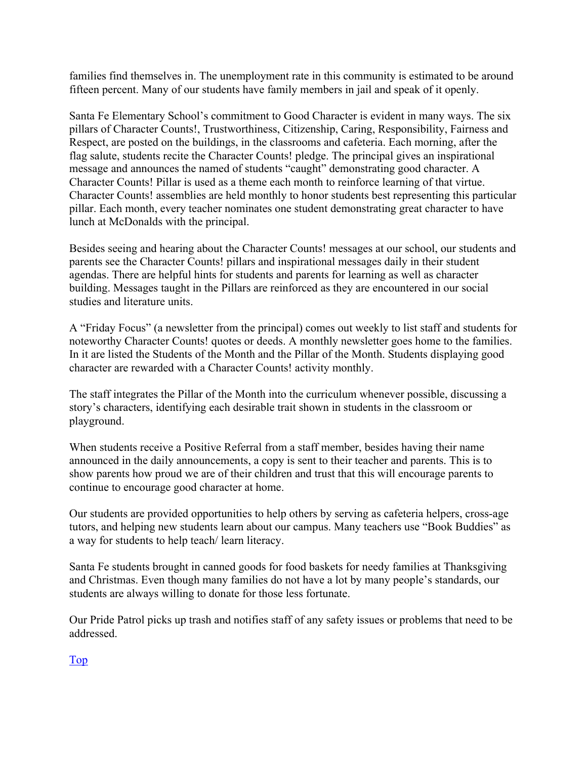families find themselves in. The unemployment rate in this community is estimated to be around fifteen percent. Many of our students have family members in jail and speak of it openly.

Santa Fe Elementary School's commitment to Good Character is evident in many ways. The six pillars of Character Counts!, Trustworthiness, Citizenship, Caring, Responsibility, Fairness and Respect, are posted on the buildings, in the classrooms and cafeteria. Each morning, after the flag salute, students recite the Character Counts! pledge. The principal gives an inspirational message and announces the named of students "caught" demonstrating good character. A Character Counts! Pillar is used as a theme each month to reinforce learning of that virtue. Character Counts! assemblies are held monthly to honor students best representing this particular pillar. Each month, every teacher nominates one student demonstrating great character to have lunch at McDonalds with the principal.

Besides seeing and hearing about the Character Counts! messages at our school, our students and parents see the Character Counts! pillars and inspirational messages daily in their student agendas. There are helpful hints for students and parents for learning as well as character building. Messages taught in the Pillars are reinforced as they are encountered in our social studies and literature units.

A "Friday Focus" (a newsletter from the principal) comes out weekly to list staff and students for noteworthy Character Counts! quotes or deeds. A monthly newsletter goes home to the families. In it are listed the Students of the Month and the Pillar of the Month. Students displaying good character are rewarded with a Character Counts! activity monthly.

The staff integrates the Pillar of the Month into the curriculum whenever possible, discussing a story's characters, identifying each desirable trait shown in students in the classroom or playground.

When students receive a Positive Referral from a staff member, besides having their name announced in the daily announcements, a copy is sent to their teacher and parents. This is to show parents how proud we are of their children and trust that this will encourage parents to continue to encourage good character at home.

Our students are provided opportunities to help others by serving as cafeteria helpers, cross-age tutors, and helping new students learn about our campus. Many teachers use "Book Buddies" as a way for students to help teach/ learn literacy.

Santa Fe students brought in canned goods for food baskets for needy families at Thanksgiving and Christmas. Even though many families do not have a lot by many people's standards, our students are always willing to donate for those less fortunate.

Our Pride Patrol picks up trash and notifies staff of any safety issues or problems that need to be addressed.

Top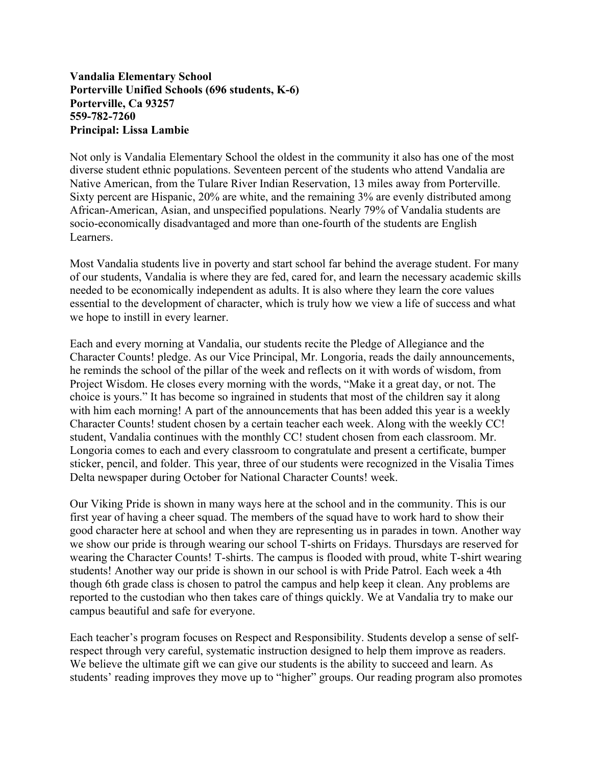**Vandalia Elementary School**
**Porterville Unified Schools (696 students, K-6)**
**Porterville, Ca 93257**
**559-782-7260**
**Principal: Lissa Lambie**

Not only is Vandalia Elementary School the oldest in the community it also has one of the most diverse student ethnic populations. Seventeen percent of the students who attend Vandalia are Native American, from the Tulare River Indian Reservation, 13 miles away from Porterville. Sixty percent are Hispanic, 20% are white, and the remaining 3% are evenly distributed among African-American, Asian, and unspecified populations. Nearly 79% of Vandalia students are socio-economically disadvantaged and more than one-fourth of the students are English Learners.

Most Vandalia students live in poverty and start school far behind the average student. For many of our students, Vandalia is where they are fed, cared for, and learn the necessary academic skills needed to be economically independent as adults. It is also where they learn the core values essential to the development of character, which is truly how we view a life of success and what we hope to instill in every learner.

Each and every morning at Vandalia, our students recite the Pledge of Allegiance and the Character Counts! pledge. As our Vice Principal, Mr. Longoria, reads the daily announcements, he reminds the school of the pillar of the week and reflects on it with words of wisdom, from Project Wisdom. He closes every morning with the words, "Make it a great day, or not. The choice is yours." It has become so ingrained in students that most of the children say it along with him each morning! A part of the announcements that has been added this year is a weekly Character Counts! student chosen by a certain teacher each week. Along with the weekly CC! student, Vandalia continues with the monthly CC! student chosen from each classroom. Mr. Longoria comes to each and every classroom to congratulate and present a certificate, bumper sticker, pencil, and folder. This year, three of our students were recognized in the Visalia Times Delta newspaper during October for National Character Counts! week.

Our Viking Pride is shown in many ways here at the school and in the community. This is our first year of having a cheer squad. The members of the squad have to work hard to show their good character here at school and when they are representing us in parades in town. Another way we show our pride is through wearing our school T-shirts on Fridays. Thursdays are reserved for wearing the Character Counts! T-shirts. The campus is flooded with proud, white T-shirt wearing students! Another way our pride is shown in our school is with Pride Patrol. Each week a 4th though 6th grade class is chosen to patrol the campus and help keep it clean. Any problems are reported to the custodian who then takes care of things quickly. We at Vandalia try to make our campus beautiful and safe for everyone.

Each teacher's program focuses on Respect and Responsibility. Students develop a sense of self-respect through very careful, systematic instruction designed to help them improve as readers. We believe the ultimate gift we can give our students is the ability to succeed and learn. As students' reading improves they move up to "higher" groups. Our reading program also promotes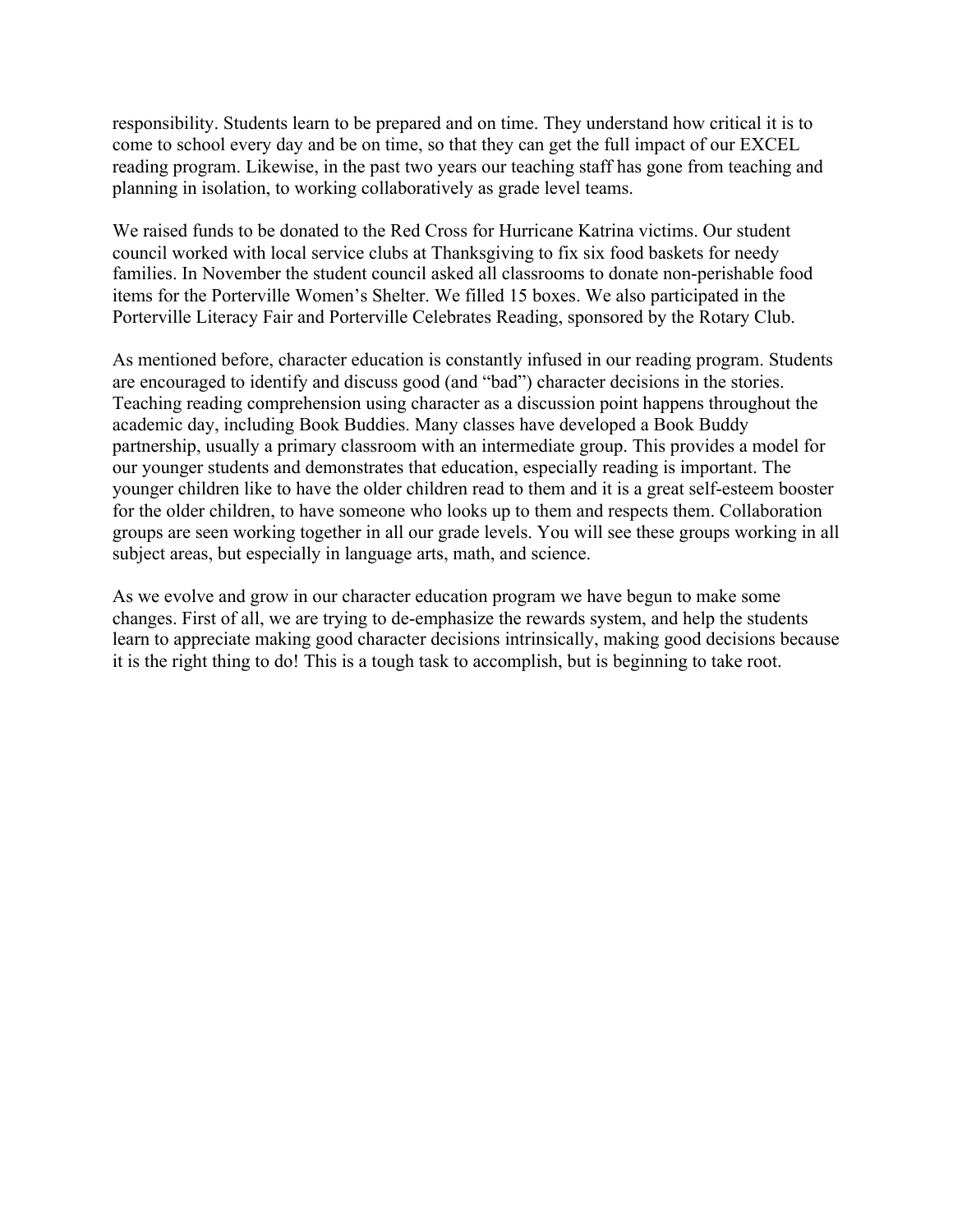responsibility. Students learn to be prepared and on time. They understand how critical it is to come to school every day and be on time, so that they can get the full impact of our EXCEL reading program. Likewise, in the past two years our teaching staff has gone from teaching and planning in isolation, to working collaboratively as grade level teams.

We raised funds to be donated to the Red Cross for Hurricane Katrina victims. Our student council worked with local service clubs at Thanksgiving to fix six food baskets for needy families. In November the student council asked all classrooms to donate non-perishable food items for the Porterville Women's Shelter. We filled 15 boxes. We also participated in the Porterville Literacy Fair and Porterville Celebrates Reading, sponsored by the Rotary Club.

As mentioned before, character education is constantly infused in our reading program. Students are encouraged to identify and discuss good (and "bad") character decisions in the stories. Teaching reading comprehension using character as a discussion point happens throughout the academic day, including Book Buddies. Many classes have developed a Book Buddy partnership, usually a primary classroom with an intermediate group. This provides a model for our younger students and demonstrates that education, especially reading is important. The younger children like to have the older children read to them and it is a great self-esteem booster for the older children, to have someone who looks up to them and respects them. Collaboration groups are seen working together in all our grade levels. You will see these groups working in all subject areas, but especially in language arts, math, and science.

As we evolve and grow in our character education program we have begun to make some changes. First of all, we are trying to de-emphasize the rewards system, and help the students learn to appreciate making good character decisions intrinsically, making good decisions because it is the right thing to do! This is a tough task to accomplish, but is beginning to take root.